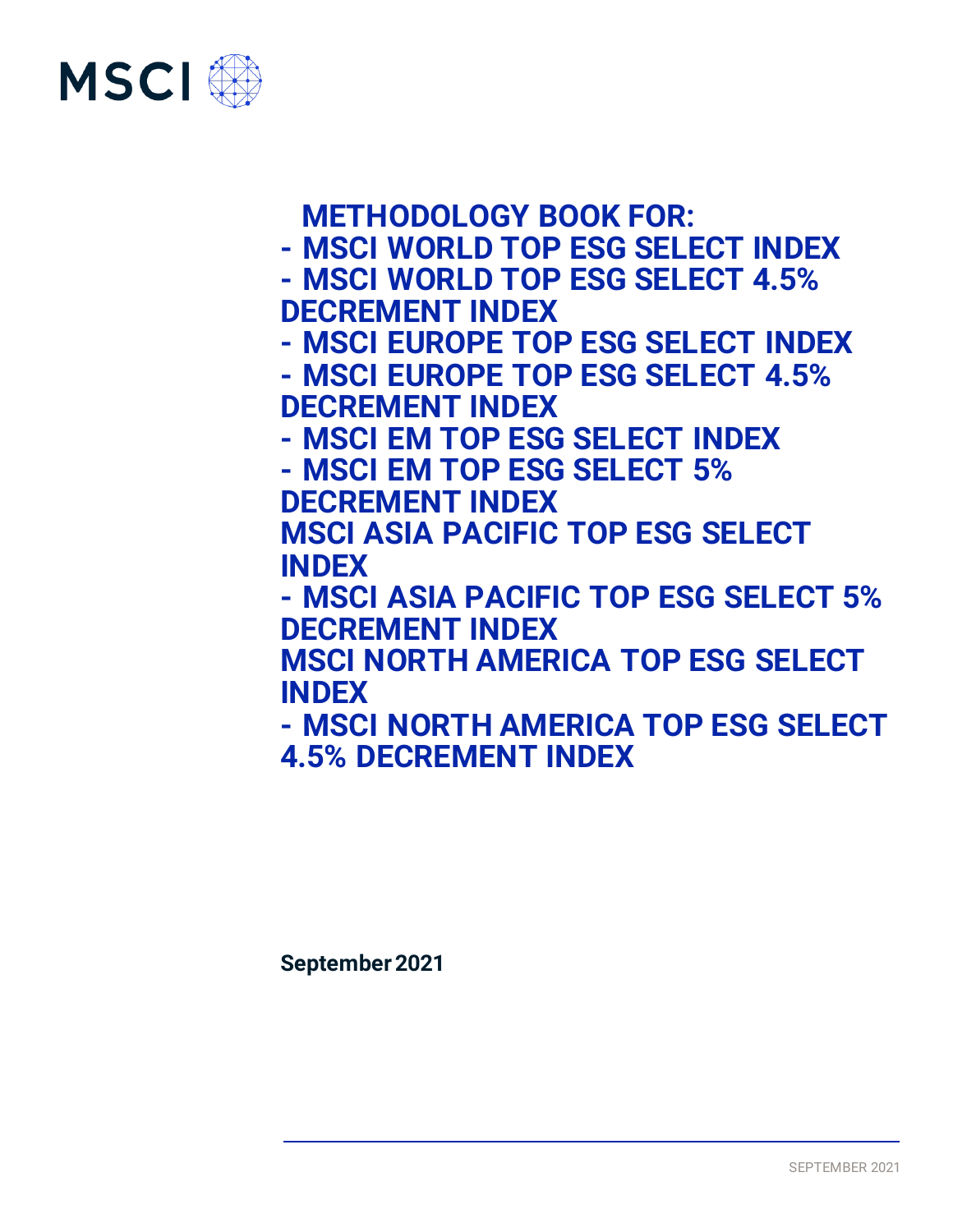MSCI

# METHODOLOGY BOOK FOR:

# - MSCI WORLD TOP ESG SELECT INDEX
# - MSCI WORLD TOP ESG SELECT 4.5% DECREMENT INDEX
# - MSCI EUROPE TOP ESG SELECT INDEX
# - MSCI EUROPE TOP ESG SELECT 4.5% DECREMENT INDEX
# - MSCI EM TOP ESG SELECT INDEX
# - MSCI EM TOP ESG SELECT 5% DECREMENT INDEX
# MSCI ASIA PACIFIC TOP ESG SELECT INDEX
# - MSCI ASIA PACIFIC TOP ESG SELECT 5% DECREMENT INDEX
# MSCI NORTH AMERICA TOP ESG SELECT INDEX
# - MSCI NORTH AMERICA TOP ESG SELECT 4.5% DECREMENT INDEX

**September 2021**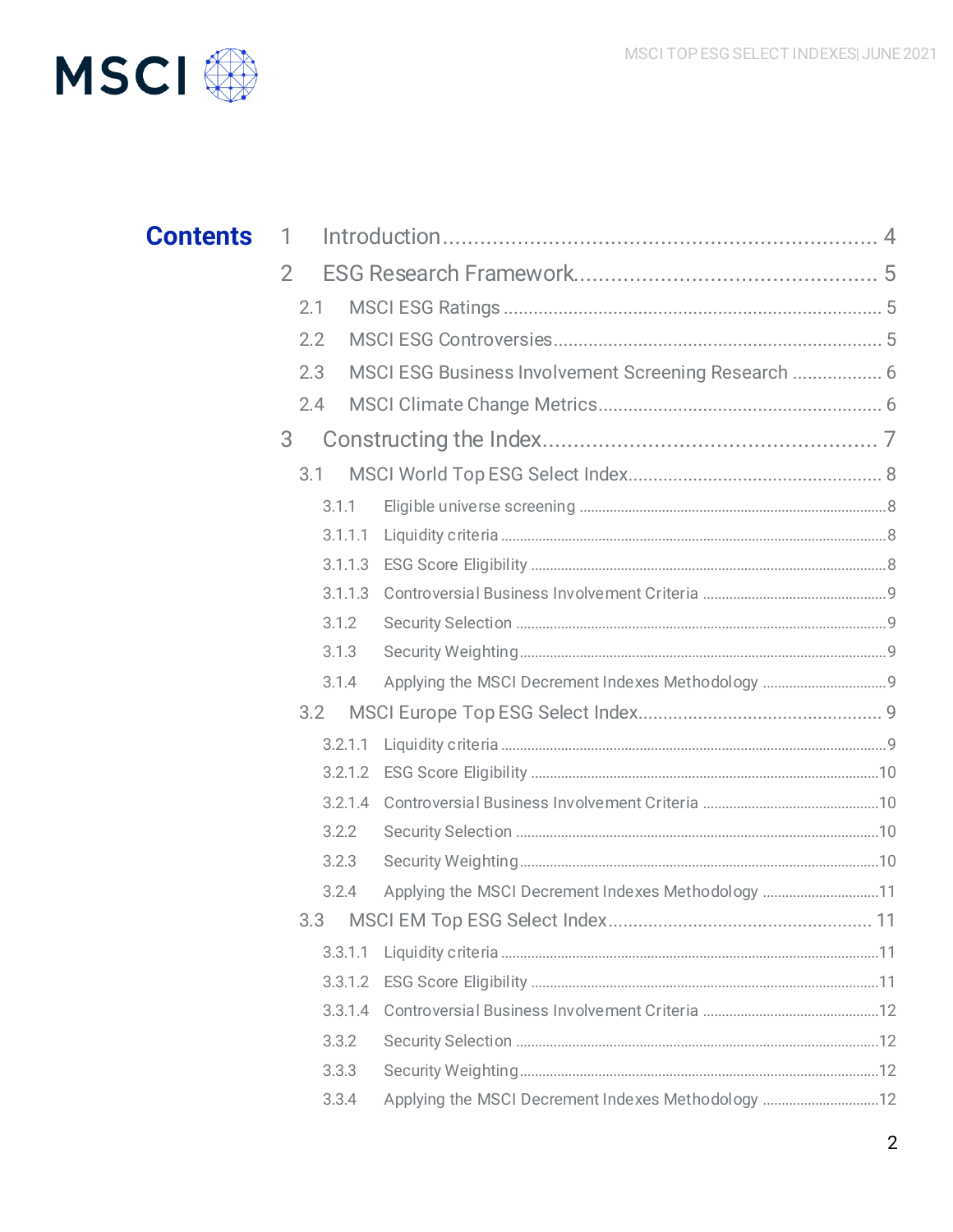# Contents

1 Introduction ........................................................................ 4

2 ESG Research Framework................................................. 5

2.1 MSCI ESG Ratings ............................................................................ 5

2.2 MSCI ESG Controversies................................................................. 5

2.3 MSCI ESG Business Involvement Screening Research ................. 6

2.4 MSCI Climate Change Metrics........................................................ 6

3 Constructing the Index...................................................... 7

3.1 MSCI World Top ESG Select Index................................................. 8

3.1.1 Eligible universe screening ..............................................................8

3.1.1.1 Liquidity criteria ..............................................................................8

3.1.1.3 ESG Score Eligibility .......................................................................8

3.1.1.3 Controversial Business Involvement Criteria ................................9

3.1.2 Security Selection ..............................................................................9

3.1.3 Security Weighting.............................................................................9

3.1.4 Applying the MSCI Decrement Indexes Methodology ......................9

3.2 MSCI Europe Top ESG Select Index................................................ 9

3.2.1.1 Liquidity criteria ..............................................................................9

3.2.1.2 ESG Score Eligibility .......................................................................10

3.2.1.4 Controversial Business Involvement Criteria ................................10

3.2.2 Security Selection ..............................................................................10

3.2.3 Security Weighting.............................................................................10

3.2.4 Applying the MSCI Decrement Indexes Methodology ......................11

3.3 MSCI EM Top ESG Select Index.................................................... 11

3.3.1.1 Liquidity criteria ..............................................................................11

3.3.1.2 ESG Score Eligibility .......................................................................11

3.3.1.4 Controversial Business Involvement Criteria ................................12

3.3.2 Security Selection ..............................................................................12

3.3.3 Security Weighting.............................................................................12

3.3.4 Applying the MSCI Decrement Indexes Methodology ......................12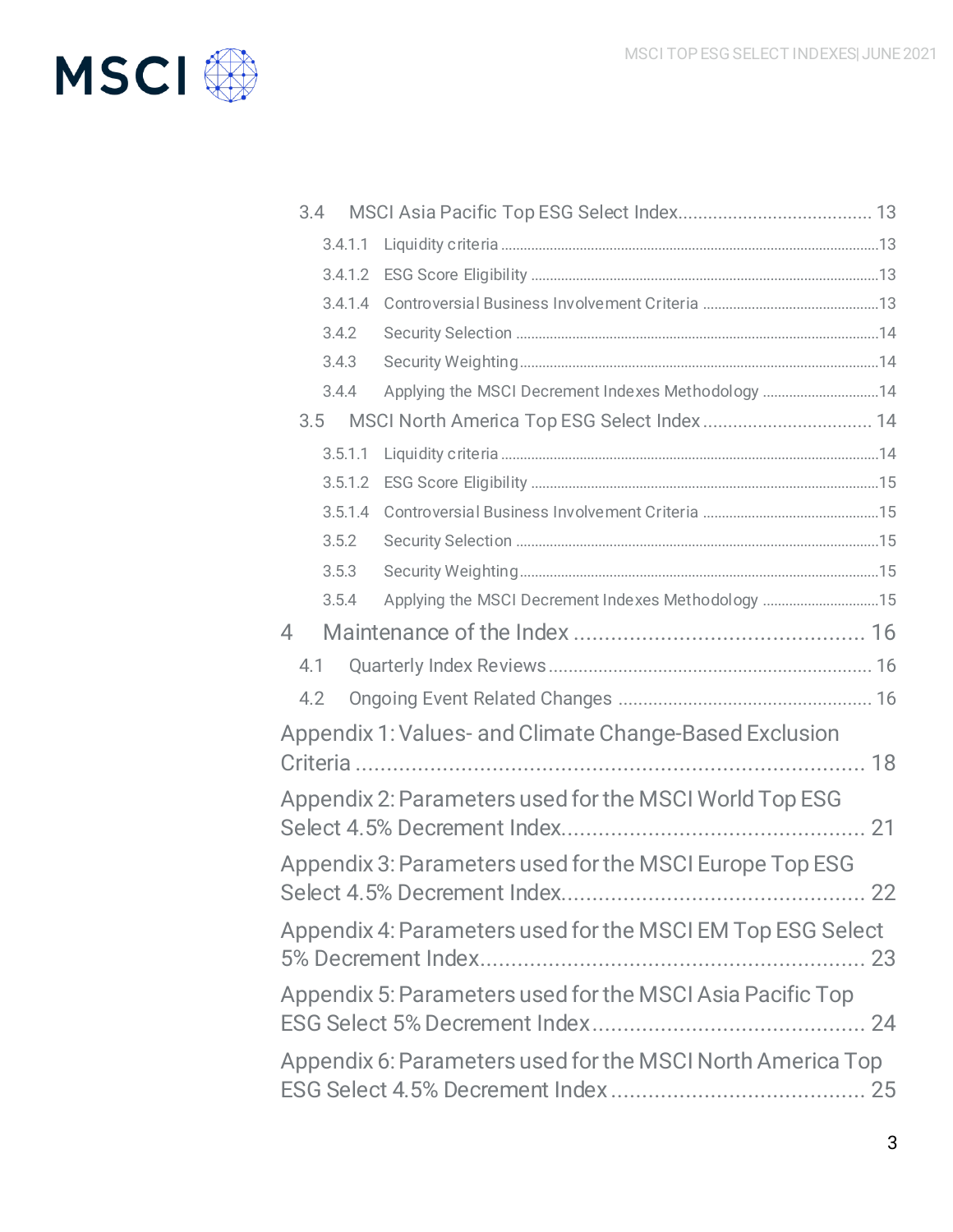3.4 MSCI Asia Pacific Top ESG Select Index .................................... 13

3.4.1.1 Liquidity criteria ................................................................................................13

3.4.1.2 ESG Score Eligibility ..........................................................................................13

3.4.1.4 Controversial Business Involvement Criteria .............................................13

3.4.2 Security Selection ..............................................................................................14

3.4.3 Security Weighting.............................................................................................14

3.4.4 Applying the MSCI Decrement Indexes Methodology ............................14

3.5 MSCI North America Top ESG Select Index ................................ 14

3.5.1.1 Liquidity criteria ................................................................................................14

3.5.1.2 ESG Score Eligibility ..........................................................................................15

3.5.1.4 Controversial Business Involvement Criteria .............................................15

3.5.2 Security Selection ..............................................................................................15

3.5.3 Security Weighting.............................................................................................15

3.5.4 Applying the MSCI Decrement Indexes Methodology ............................15

4 Maintenance of the Index ............................................. 16

4.1 Quarterly Index Reviews ........................................................... 16

4.2 Ongoing Event Related Changes ............................................... 16

Appendix 1: Values- and Climate Change-Based Exclusion Criteria ........................................................................ 18

Appendix 2: Parameters used for the MSCI World Top ESG Select 4.5% Decrement Index................................................ 21

Appendix 3: Parameters used for the MSCI Europe Top ESG Select 4.5% Decrement Index................................................ 22

Appendix 4: Parameters used for the MSCI EM Top ESG Select 5% Decrement Index.......................................................... 23

Appendix 5: Parameters used for the MSCI Asia Pacific Top ESG Select 5% Decrement Index ........................................... 24

Appendix 6: Parameters used for the MSCI North America Top ESG Select 4.5% Decrement Index ........................................ 25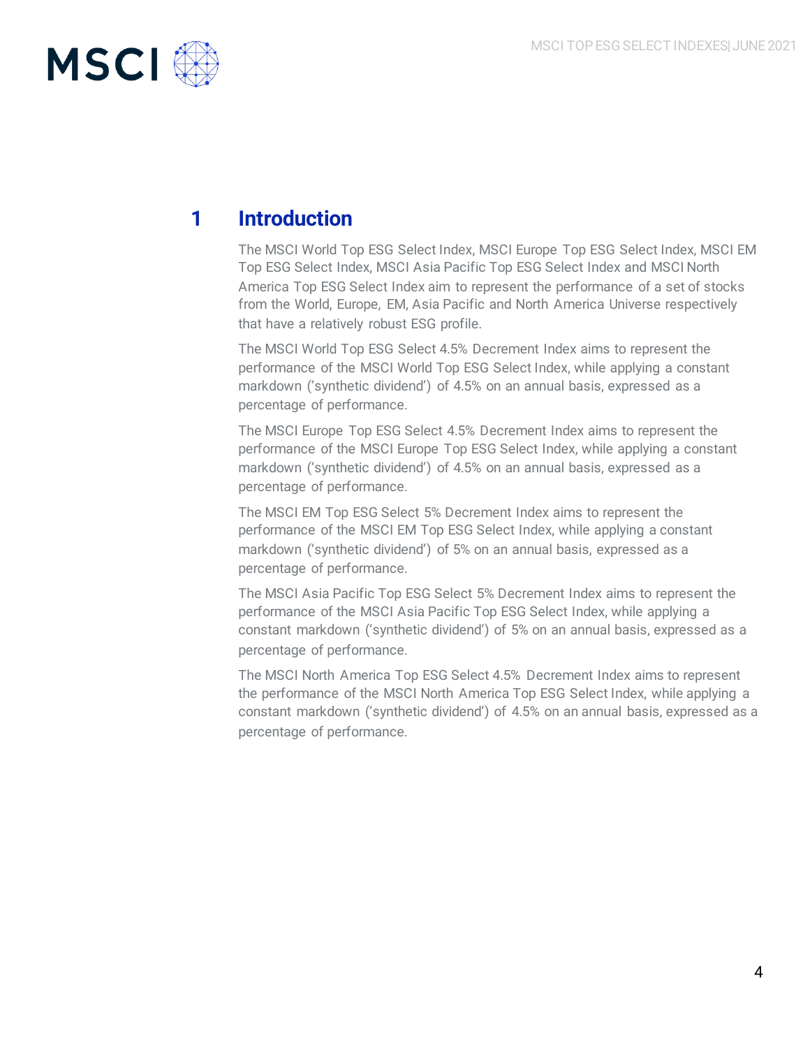# 1 Introduction

The MSCI World Top ESG Select Index, MSCI Europe Top ESG Select Index, MSCI EM Top ESG Select Index, MSCI Asia Pacific Top ESG Select Index and MSCI North America Top ESG Select Index aim to represent the performance of a set of stocks from the World, Europe, EM, Asia Pacific and North America Universe respectively that have a relatively robust ESG profile.

The MSCI World Top ESG Select 4.5% Decrement Index aims to represent the performance of the MSCI World Top ESG Select Index, while applying a constant markdown ('synthetic dividend') of 4.5% on an annual basis, expressed as a percentage of performance.

The MSCI Europe Top ESG Select 4.5% Decrement Index aims to represent the performance of the MSCI Europe Top ESG Select Index, while applying a constant markdown ('synthetic dividend') of 4.5% on an annual basis, expressed as a percentage of performance.

The MSCI EM Top ESG Select 5% Decrement Index aims to represent the performance of the MSCI EM Top ESG Select Index, while applying a constant markdown ('synthetic dividend') of 5% on an annual basis, expressed as a percentage of performance.

The MSCI Asia Pacific Top ESG Select 5% Decrement Index aims to represent the performance of the MSCI Asia Pacific Top ESG Select Index, while applying a constant markdown ('synthetic dividend') of 5% on an annual basis, expressed as a percentage of performance.

The MSCI North America Top ESG Select 4.5% Decrement Index aims to represent the performance of the MSCI North America Top ESG Select Index, while applying a constant markdown ('synthetic dividend') of 4.5% on an annual basis, expressed as a percentage of performance.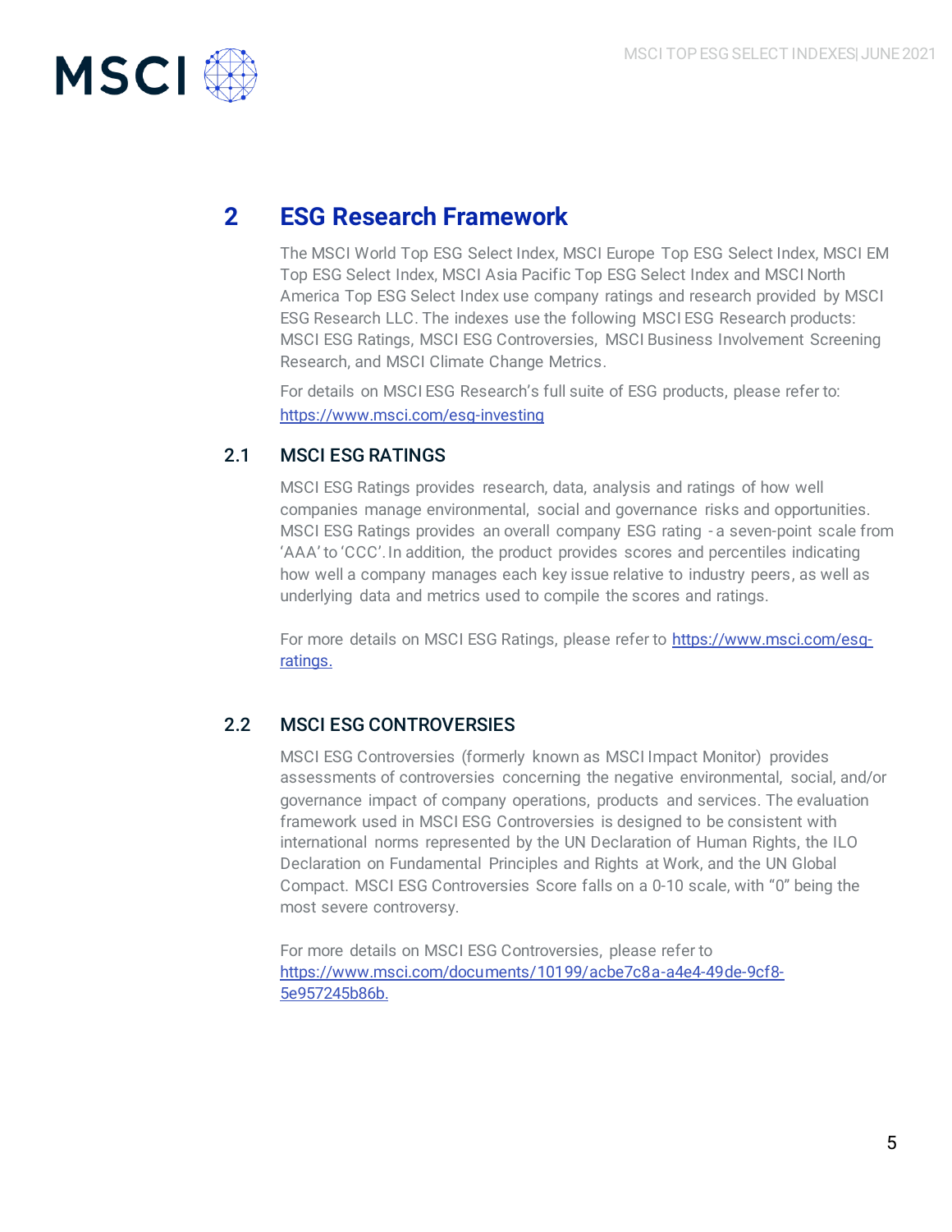# 2 ESG Research Framework

The MSCI World Top ESG Select Index, MSCI Europe Top ESG Select Index, MSCI EM Top ESG Select Index, MSCI Asia Pacific Top ESG Select Index and MSCI North America Top ESG Select Index use company ratings and research provided by MSCI ESG Research LLC. The indexes use the following MSCI ESG Research products: MSCI ESG Ratings, MSCI ESG Controversies, MSCI Business Involvement Screening Research, and MSCI Climate Change Metrics.

For details on MSCI ESG Research's full suite of ESG products, please refer to: https://www.msci.com/esg-investing

## 2.1 MSCI ESG RATINGS

MSCI ESG Ratings provides research, data, analysis and ratings of how well companies manage environmental, social and governance risks and opportunities. MSCI ESG Ratings provides an overall company ESG rating - a seven-point scale from 'AAA' to 'CCC'. In addition, the product provides scores and percentiles indicating how well a company manages each key issue relative to industry peers, as well as underlying data and metrics used to compile the scores and ratings.

For more details on MSCI ESG Ratings, please refer to https://www.msci.com/esg-ratings.

## 2.2 MSCI ESG CONTROVERSIES

MSCI ESG Controversies (formerly known as MSCI Impact Monitor) provides assessments of controversies concerning the negative environmental, social, and/or governance impact of company operations, products and services. The evaluation framework used in MSCI ESG Controversies is designed to be consistent with international norms represented by the UN Declaration of Human Rights, the ILO Declaration on Fundamental Principles and Rights at Work, and the UN Global Compact. MSCI ESG Controversies Score falls on a 0-10 scale, with "0" being the most severe controversy.

For more details on MSCI ESG Controversies, please refer to https://www.msci.com/documents/10199/acbe7c8a-a4e4-49de-9cf8-5e957245b86b.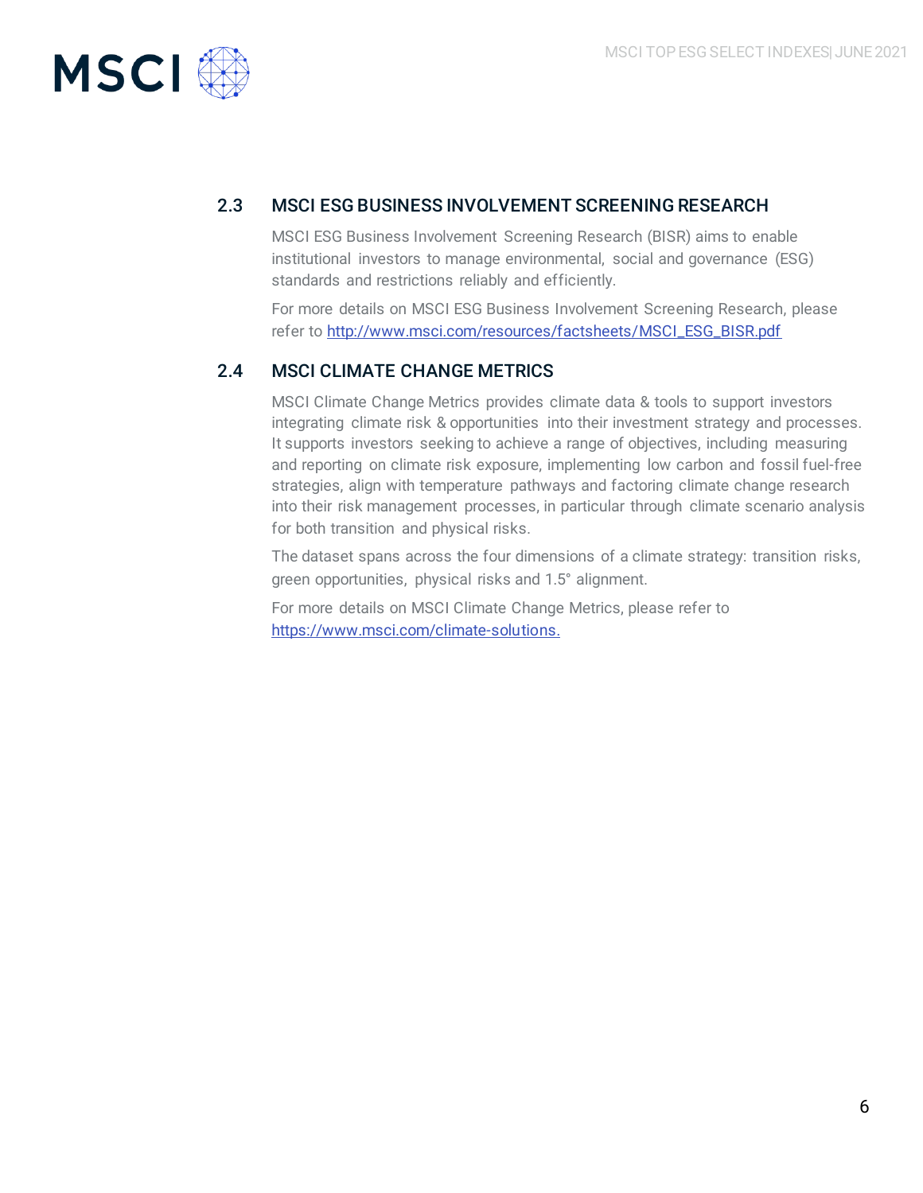## 2.3 MSCI ESG BUSINESS INVOLVEMENT SCREENING RESEARCH

MSCI ESG Business Involvement Screening Research (BISR) aims to enable institutional investors to manage environmental, social and governance (ESG) standards and restrictions reliably and efficiently.

For more details on MSCI ESG Business Involvement Screening Research, please refer to http://www.msci.com/resources/factsheets/MSCI_ESG_BISR.pdf

## 2.4 MSCI CLIMATE CHANGE METRICS

MSCI Climate Change Metrics provides climate data & tools to support investors integrating climate risk & opportunities into their investment strategy and processes. It supports investors seeking to achieve a range of objectives, including measuring and reporting on climate risk exposure, implementing low carbon and fossil fuel-free strategies, align with temperature pathways and factoring climate change research into their risk management processes, in particular through climate scenario analysis for both transition and physical risks.

The dataset spans across the four dimensions of a climate strategy: transition risks, green opportunities, physical risks and 1.5° alignment.

For more details on MSCI Climate Change Metrics, please refer to https://www.msci.com/climate-solutions.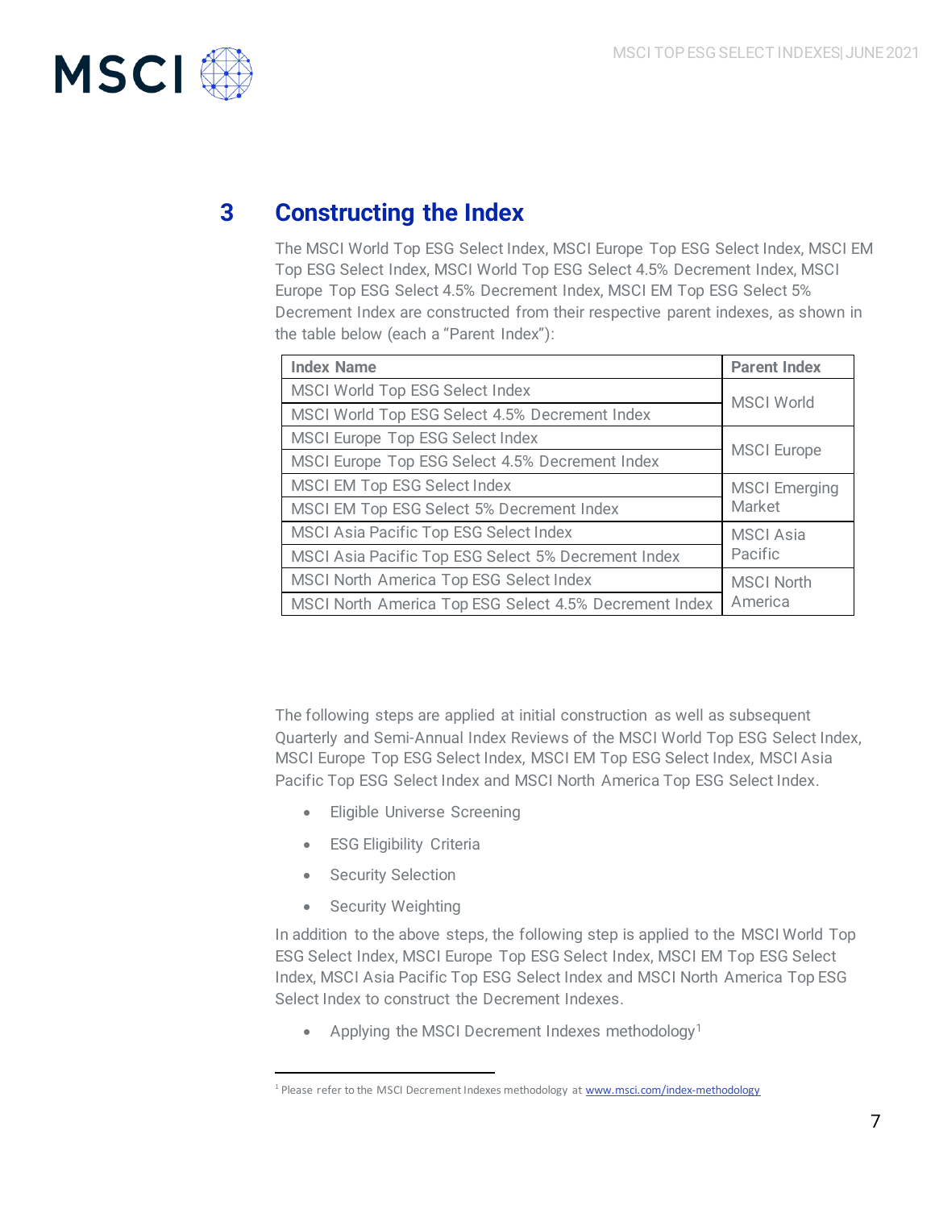# 3 Constructing the Index

The MSCI World Top ESG Select Index, MSCI Europe Top ESG Select Index, MSCI EM Top ESG Select Index, MSCI World Top ESG Select 4.5% Decrement Index, MSCI Europe Top ESG Select 4.5% Decrement Index, MSCI EM Top ESG Select 5% Decrement Index are constructed from their respective parent indexes, as shown in the table below (each a "Parent Index"):

| Index Name | Parent Index |
|---|---|
| MSCI World Top ESG Select Index | MSCI World |
| MSCI World Top ESG Select 4.5% Decrement Index | |
| MSCI Europe Top ESG Select Index | MSCI Europe |
| MSCI Europe Top ESG Select 4.5% Decrement Index | |
| MSCI EM Top ESG Select Index | MSCI Emerging Market |
| MSCI EM Top ESG Select 5% Decrement Index | |
| MSCI Asia Pacific Top ESG Select Index | MSCI Asia Pacific |
| MSCI Asia Pacific Top ESG Select 5% Decrement Index | |
| MSCI North America Top ESG Select Index | MSCI North America |
| MSCI North America Top ESG Select 4.5% Decrement Index | |

The following steps are applied at initial construction as well as subsequent Quarterly and Semi-Annual Index Reviews of the MSCI World Top ESG Select Index, MSCI Europe Top ESG Select Index, MSCI EM Top ESG Select Index, MSCI Asia Pacific Top ESG Select Index and MSCI North America Top ESG Select Index.

- Eligible Universe Screening
- ESG Eligibility Criteria
- Security Selection
- Security Weighting

In addition to the above steps, the following step is applied to the MSCI World Top ESG Select Index, MSCI Europe Top ESG Select Index, MSCI EM Top ESG Select Index, MSCI Asia Pacific Top ESG Select Index and MSCI North America Top ESG Select Index to construct the Decrement Indexes.

- Applying the MSCI Decrement Indexes methodology[1]

[1] Please refer to the MSCI Decrement Indexes methodology at www.msci.com/index-methodology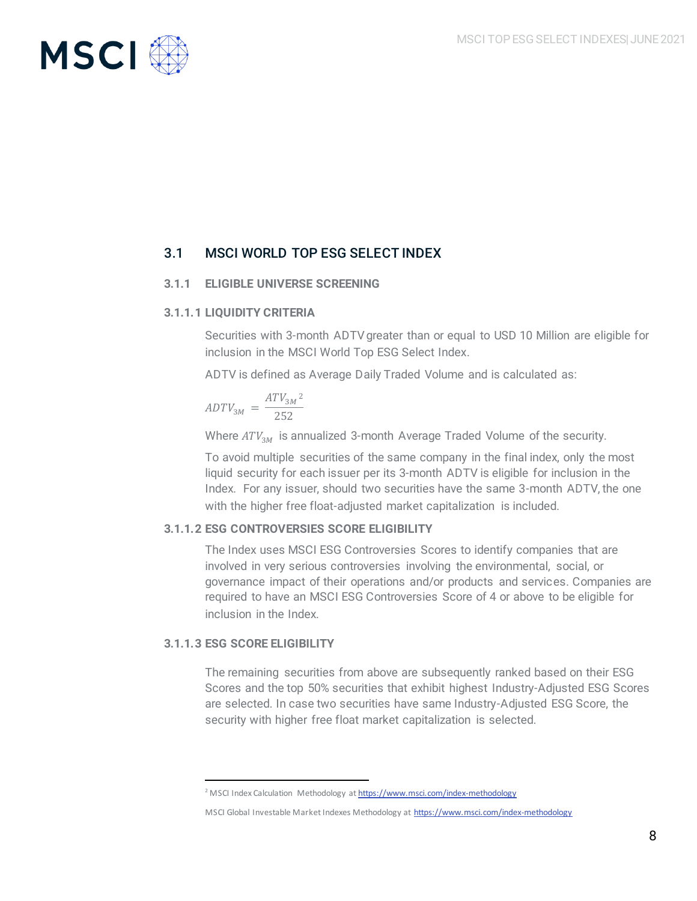## 3.1 MSCI WORLD TOP ESG SELECT INDEX

### 3.1.1 ELIGIBLE UNIVERSE SCREENING

#### 3.1.1.1 LIQUIDITY CRITERIA

Securities with 3-month ADTV greater than or equal to USD 10 Million are eligible for inclusion in the MSCI World Top ESG Select Index.

ADTV is defined as Average Daily Traded Volume and is calculated as:

$$ADTV_{3M} = \frac{ATV_{3M}}{252}$$ [2]

Where $ATV_{3M}$ is annualized 3-month Average Traded Volume of the security.

To avoid multiple securities of the same company in the final index, only the most liquid security for each issuer per its 3-month ADTV is eligible for inclusion in the Index. For any issuer, should two securities have the same 3-month ADTV, the one with the higher free float-adjusted market capitalization is included.

#### 3.1.1.2 ESG CONTROVERSIES SCORE ELIGIBILITY

The Index uses MSCI ESG Controversies Scores to identify companies that are involved in very serious controversies involving the environmental, social, or governance impact of their operations and/or products and services. Companies are required to have an MSCI ESG Controversies Score of 4 or above to be eligible for inclusion in the Index.

#### 3.1.1.3 ESG SCORE ELIGIBILITY

The remaining securities from above are subsequently ranked based on their ESG Scores and the top 50% securities that exhibit highest Industry-Adjusted ESG Scores are selected. In case two securities have same Industry-Adjusted ESG Score, the security with higher free float market capitalization is selected.

---

[2] MSCI Index Calculation Methodology at https://www.msci.com/index-methodology

MSCI Global Investable Market Indexes Methodology at https://www.msci.com/index-methodology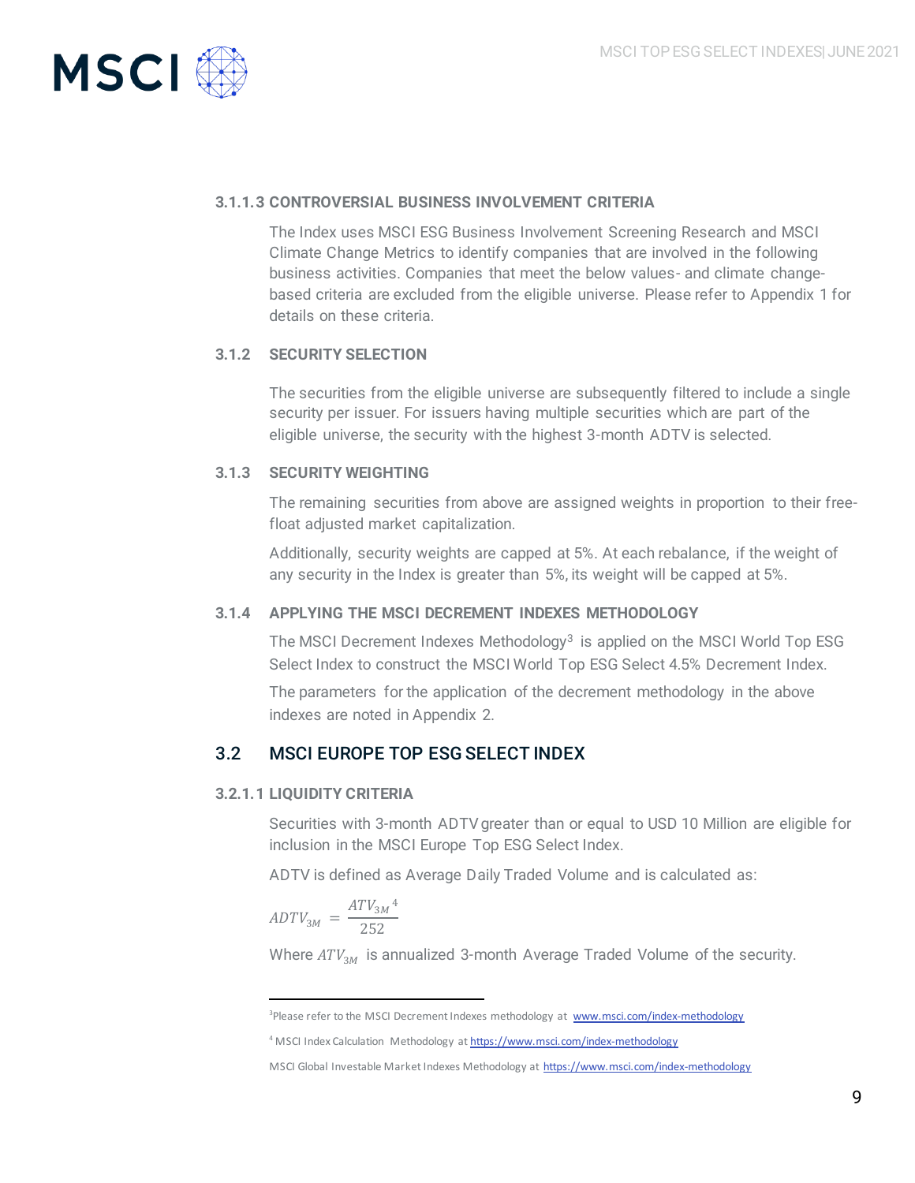#### 3.1.1.3 CONTROVERSIAL BUSINESS INVOLVEMENT CRITERIA

The Index uses MSCI ESG Business Involvement Screening Research and MSCI Climate Change Metrics to identify companies that are involved in the following business activities. Companies that meet the below values- and climate change-based criteria are excluded from the eligible universe. Please refer to Appendix 1 for details on these criteria.

### 3.1.2 SECURITY SELECTION

The securities from the eligible universe are subsequently filtered to include a single security per issuer. For issuers having multiple securities which are part of the eligible universe, the security with the highest 3-month ADTV is selected.

### 3.1.3 SECURITY WEIGHTING

The remaining securities from above are assigned weights in proportion to their free-float adjusted market capitalization.

Additionally, security weights are capped at 5%. At each rebalance, if the weight of any security in the Index is greater than 5%, its weight will be capped at 5%.

### 3.1.4 APPLYING THE MSCI DECREMENT INDEXES METHODOLOGY

The MSCI Decrement Indexes Methodology[3] is applied on the MSCI World Top ESG Select Index to construct the MSCI World Top ESG Select 4.5% Decrement Index.

The parameters for the application of the decrement methodology in the above indexes are noted in Appendix 2.

## 3.2 MSCI EUROPE TOP ESG SELECT INDEX

#### 3.2.1.1 LIQUIDITY CRITERIA

Securities with 3-month ADTV greater than or equal to USD 10 Million are eligible for inclusion in the MSCI Europe Top ESG Select Index.

ADTV is defined as Average Daily Traded Volume and is calculated as:

$$ADTV_{3M} = \frac{ATV_{3M}{}^{4}}{252}$$

Where $ATV_{3M}$ is annualized 3-month Average Traded Volume of the security.

---

[3] Please refer to the MSCI Decrement Indexes methodology at www.msci.com/index-methodology

[4] MSCI Index Calculation Methodology at https://www.msci.com/index-methodology

MSCI Global Investable Market Indexes Methodology at https://www.msci.com/index-methodology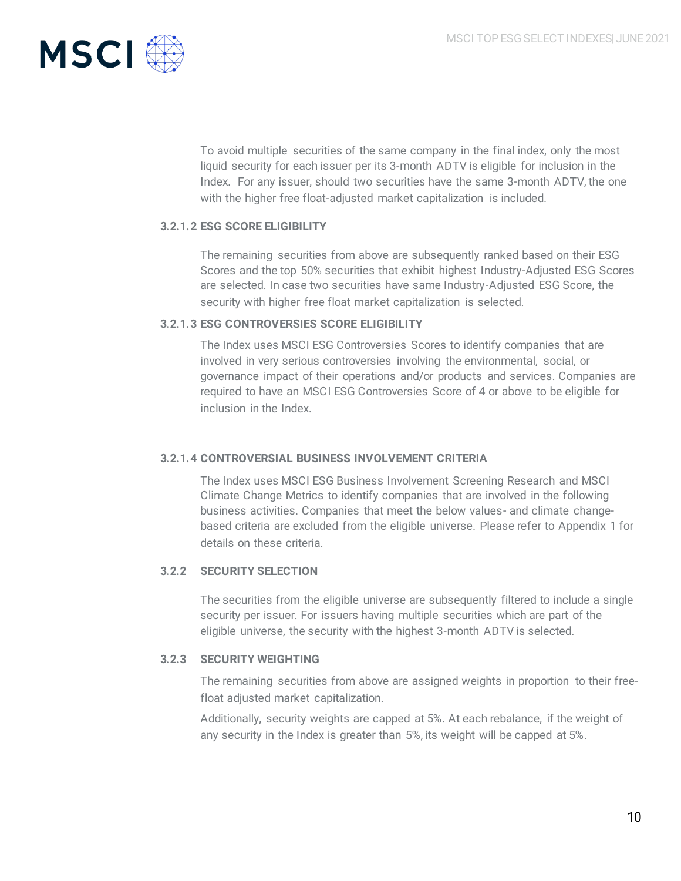To avoid multiple securities of the same company in the final index, only the most liquid security for each issuer per its 3-month ADTV is eligible for inclusion in the Index. For any issuer, should two securities have the same 3-month ADTV, the one with the higher free float-adjusted market capitalization is included.

#### 3.2.1.2 ESG SCORE ELIGIBILITY

The remaining securities from above are subsequently ranked based on their ESG Scores and the top 50% securities that exhibit highest Industry-Adjusted ESG Scores are selected. In case two securities have same Industry-Adjusted ESG Score, the security with higher free float market capitalization is selected.

#### 3.2.1.3 ESG CONTROVERSIES SCORE ELIGIBILITY

The Index uses MSCI ESG Controversies Scores to identify companies that are involved in very serious controversies involving the environmental, social, or governance impact of their operations and/or products and services. Companies are required to have an MSCI ESG Controversies Score of 4 or above to be eligible for inclusion in the Index.

#### 3.2.1.4 CONTROVERSIAL BUSINESS INVOLVEMENT CRITERIA

The Index uses MSCI ESG Business Involvement Screening Research and MSCI Climate Change Metrics to identify companies that are involved in the following business activities. Companies that meet the below values- and climate change-based criteria are excluded from the eligible universe. Please refer to Appendix 1 for details on these criteria.

### 3.2.2 SECURITY SELECTION

The securities from the eligible universe are subsequently filtered to include a single security per issuer. For issuers having multiple securities which are part of the eligible universe, the security with the highest 3-month ADTV is selected.

### 3.2.3 SECURITY WEIGHTING

The remaining securities from above are assigned weights in proportion to their free-float adjusted market capitalization.

Additionally, security weights are capped at 5%. At each rebalance, if the weight of any security in the Index is greater than 5%, its weight will be capped at 5%.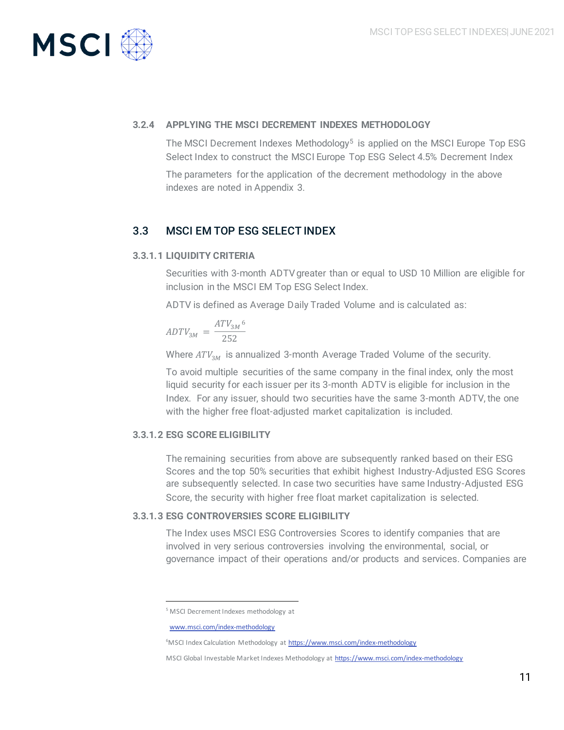### 3.2.4 APPLYING THE MSCI DECREMENT INDEXES METHODOLOGY

The MSCI Decrement Indexes Methodology[5] is applied on the MSCI Europe Top ESG Select Index to construct the MSCI Europe Top ESG Select 4.5% Decrement Index

The parameters for the application of the decrement methodology in the above indexes are noted in Appendix 3.

## 3.3 MSCI EM TOP ESG SELECT INDEX

#### 3.3.1.1 LIQUIDITY CRITERIA

Securities with 3-month ADTV greater than or equal to USD 10 Million are eligible for inclusion in the MSCI EM Top ESG Select Index.

ADTV is defined as Average Daily Traded Volume and is calculated as:

$$ADTV_{3M} = \frac{ATV_{3M}{}^{6}}{252}$$

Where $ATV_{3M}$ is annualized 3-month Average Traded Volume of the security.

To avoid multiple securities of the same company in the final index, only the most liquid security for each issuer per its 3-month ADTV is eligible for inclusion in the Index. For any issuer, should two securities have the same 3-month ADTV, the one with the higher free float-adjusted market capitalization is included.

#### 3.3.1.2 ESG SCORE ELIGIBILITY

The remaining securities from above are subsequently ranked based on their ESG Scores and the top 50% securities that exhibit highest Industry-Adjusted ESG Scores are subsequently selected. In case two securities have same Industry-Adjusted ESG Score, the security with higher free float market capitalization is selected.

#### 3.3.1.3 ESG CONTROVERSIES SCORE ELIGIBILITY

The Index uses MSCI ESG Controversies Scores to identify companies that are involved in very serious controversies involving the environmental, social, or governance impact of their operations and/or products and services. Companies are

---

[5] MSCI Decrement Indexes methodology at www.msci.com/index-methodology

[6] MSCI Index Calculation Methodology at https://www.msci.com/index-methodology

MSCI Global Investable Market Indexes Methodology at https://www.msci.com/index-methodology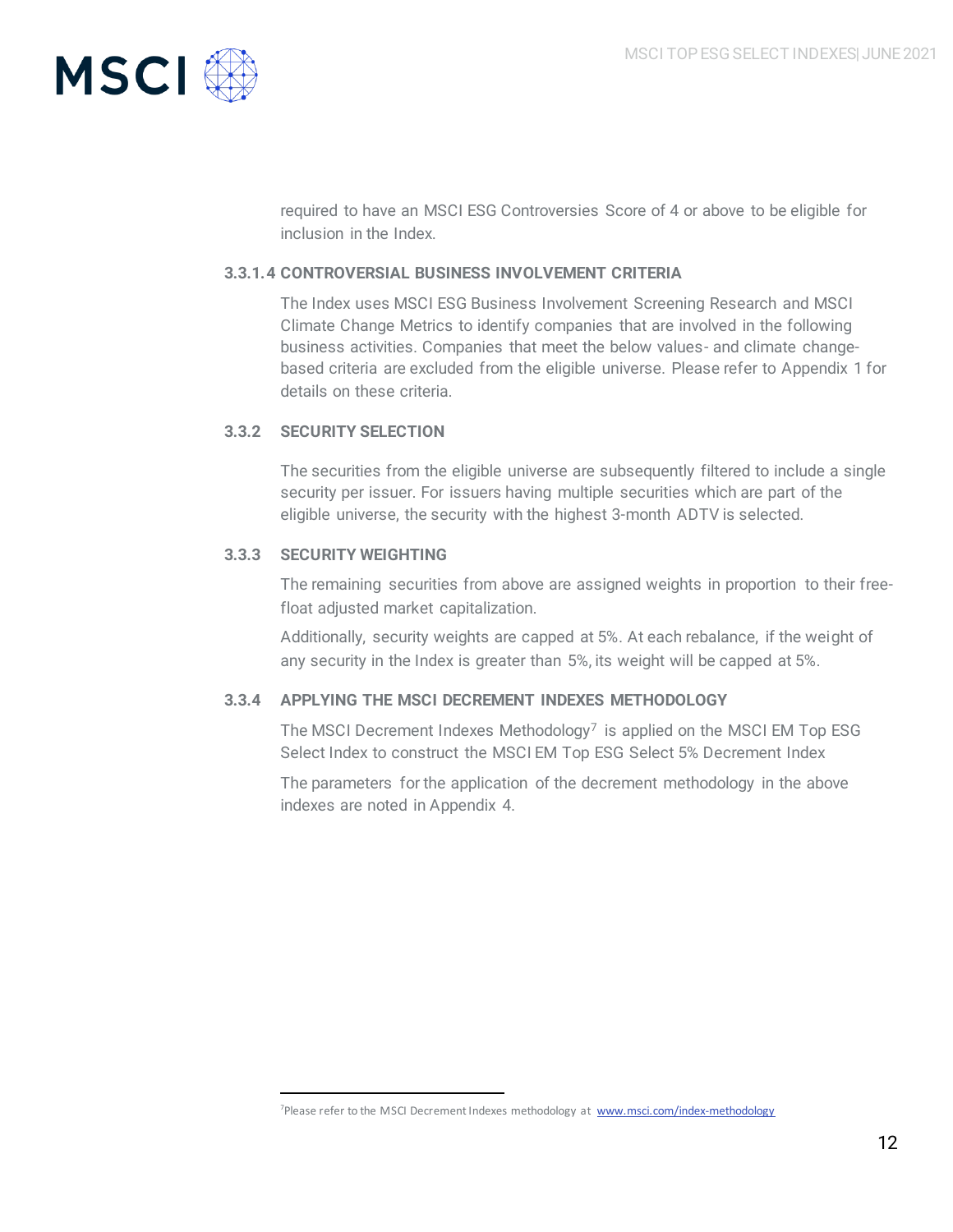required to have an MSCI ESG Controversies Score of 4 or above to be eligible for inclusion in the Index.

#### 3.3.1.4 CONTROVERSIAL BUSINESS INVOLVEMENT CRITERIA

The Index uses MSCI ESG Business Involvement Screening Research and MSCI Climate Change Metrics to identify companies that are involved in the following business activities. Companies that meet the below values- and climate change-based criteria are excluded from the eligible universe. Please refer to Appendix 1 for details on these criteria.

### 3.3.2 SECURITY SELECTION

The securities from the eligible universe are subsequently filtered to include a single security per issuer. For issuers having multiple securities which are part of the eligible universe, the security with the highest 3-month ADTV is selected.

### 3.3.3 SECURITY WEIGHTING

The remaining securities from above are assigned weights in proportion to their free-float adjusted market capitalization.

Additionally, security weights are capped at 5%. At each rebalance, if the weight of any security in the Index is greater than 5%, its weight will be capped at 5%.

### 3.3.4 APPLYING THE MSCI DECREMENT INDEXES METHODOLOGY

The MSCI Decrement Indexes Methodology[7] is applied on the MSCI EM Top ESG Select Index to construct the MSCI EM Top ESG Select 5% Decrement Index

The parameters for the application of the decrement methodology in the above indexes are noted in Appendix 4.

---

[7] Please refer to the MSCI Decrement Indexes methodology at www.msci.com/index-methodology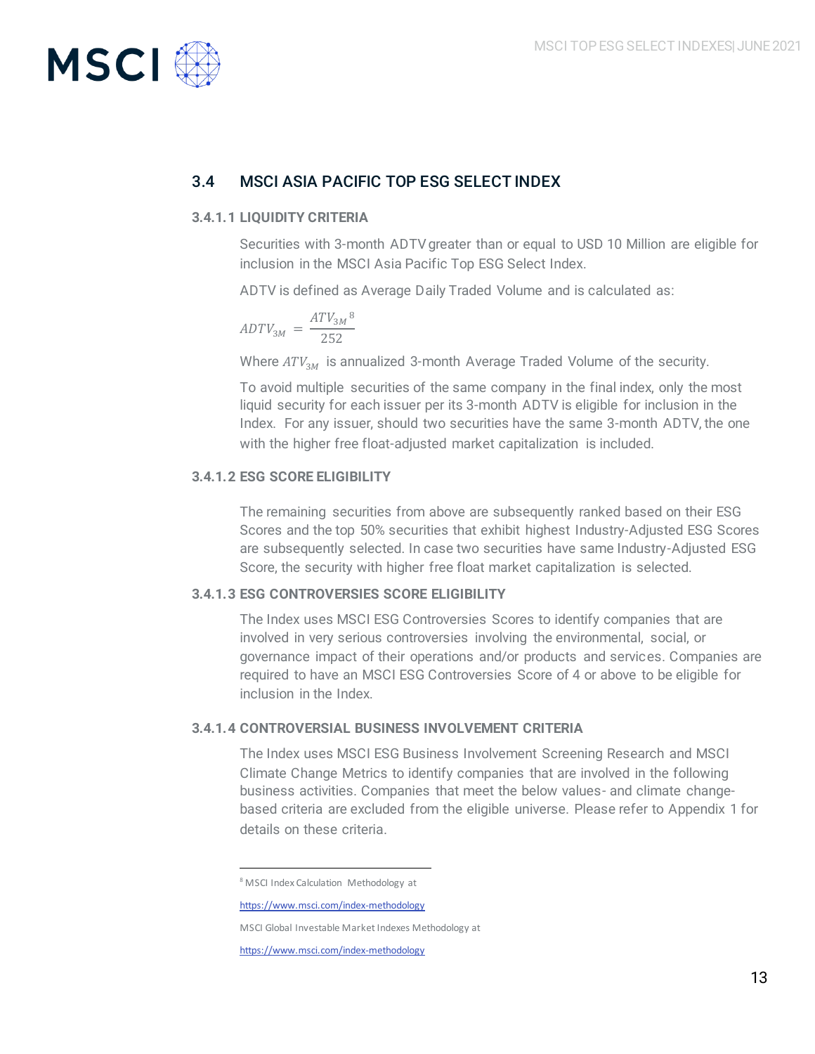## 3.4 MSCI ASIA PACIFIC TOP ESG SELECT INDEX

### 3.4.1.1 LIQUIDITY CRITERIA

Securities with 3-month ADTV greater than or equal to USD 10 Million are eligible for inclusion in the MSCI Asia Pacific Top ESG Select Index.

ADTV is defined as Average Daily Traded Volume and is calculated as:

$$ADTV_{3M} = \frac{ATV_{3M}}{252}$$
[8]

Where $ATV_{3M}$ is annualized 3-month Average Traded Volume of the security.

To avoid multiple securities of the same company in the final index, only the most liquid security for each issuer per its 3-month ADTV is eligible for inclusion in the Index. For any issuer, should two securities have the same 3-month ADTV, the one with the higher free float-adjusted market capitalization is included.

### 3.4.1.2 ESG SCORE ELIGIBILITY

The remaining securities from above are subsequently ranked based on their ESG Scores and the top 50% securities that exhibit highest Industry-Adjusted ESG Scores are subsequently selected. In case two securities have same Industry-Adjusted ESG Score, the security with higher free float market capitalization is selected.

### 3.4.1.3 ESG CONTROVERSIES SCORE ELIGIBILITY

The Index uses MSCI ESG Controversies Scores to identify companies that are involved in very serious controversies involving the environmental, social, or governance impact of their operations and/or products and services. Companies are required to have an MSCI ESG Controversies Score of 4 or above to be eligible for inclusion in the Index.

### 3.4.1.4 CONTROVERSIAL BUSINESS INVOLVEMENT CRITERIA

The Index uses MSCI ESG Business Involvement Screening Research and MSCI Climate Change Metrics to identify companies that are involved in the following business activities. Companies that meet the below values- and climate change-based criteria are excluded from the eligible universe. Please refer to Appendix 1 for details on these criteria.

---

[8] MSCI Index Calculation Methodology at

https://www.msci.com/index-methodology

MSCI Global Investable Market Indexes Methodology at

https://www.msci.com/index-methodology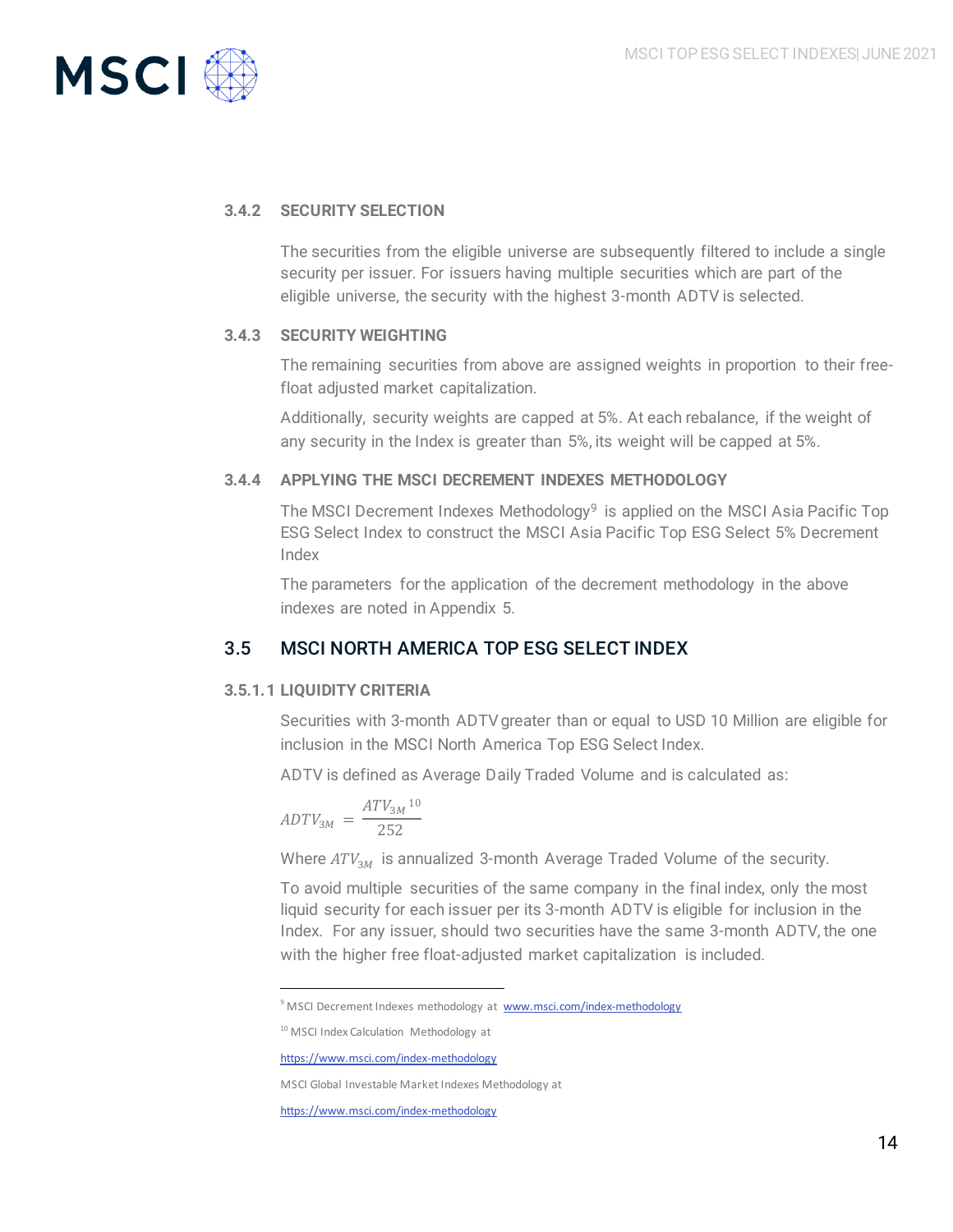### 3.4.2 SECURITY SELECTION

The securities from the eligible universe are subsequently filtered to include a single security per issuer. For issuers having multiple securities which are part of the eligible universe, the security with the highest 3-month ADTV is selected.

### 3.4.3 SECURITY WEIGHTING

The remaining securities from above are assigned weights in proportion to their free-float adjusted market capitalization.

Additionally, security weights are capped at 5%. At each rebalance, if the weight of any security in the Index is greater than 5%, its weight will be capped at 5%.

### 3.4.4 APPLYING THE MSCI DECREMENT INDEXES METHODOLOGY

The MSCI Decrement Indexes Methodology[9] is applied on the MSCI Asia Pacific Top ESG Select Index to construct the MSCI Asia Pacific Top ESG Select 5% Decrement Index

The parameters for the application of the decrement methodology in the above indexes are noted in Appendix 5.

## 3.5 MSCI NORTH AMERICA TOP ESG SELECT INDEX

### 3.5.1.1 LIQUIDITY CRITERIA

Securities with 3-month ADTV greater than or equal to USD 10 Million are eligible for inclusion in the MSCI North America Top ESG Select Index.

ADTV is defined as Average Daily Traded Volume and is calculated as:

$$ADTV_{3M} = \frac{ATV_{3M}[10]}{252}$$

Where $ATV_{3M}$ is annualized 3-month Average Traded Volume of the security.

To avoid multiple securities of the same company in the final index, only the most liquid security for each issuer per its 3-month ADTV is eligible for inclusion in the Index. For any issuer, should two securities have the same 3-month ADTV, the one with the higher free float-adjusted market capitalization is included.

---

[9] MSCI Decrement Indexes methodology at www.msci.com/index-methodology

[10] MSCI Index Calculation Methodology at

https://www.msci.com/index-methodology

MSCI Global Investable Market Indexes Methodology at

https://www.msci.com/index-methodology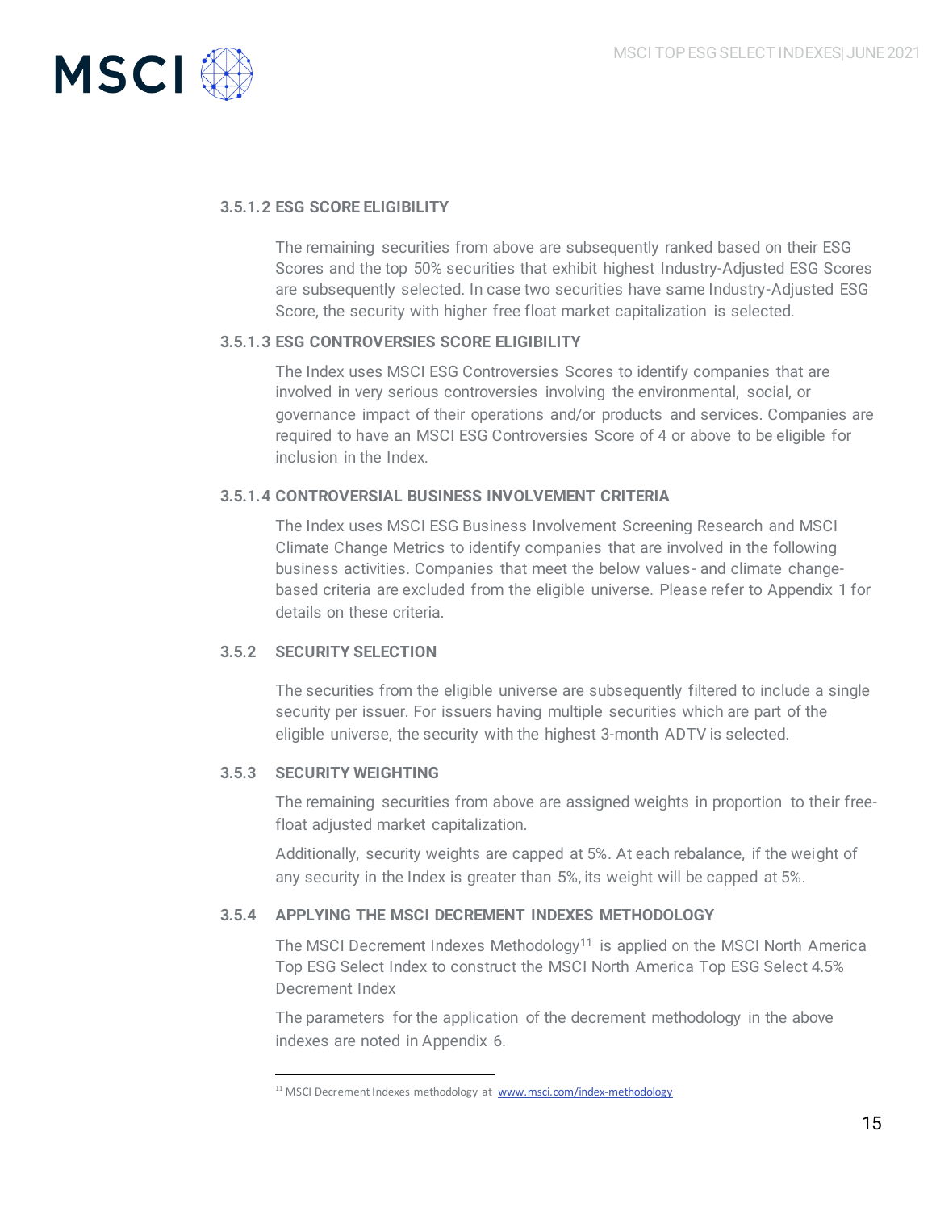#### 3.5.1.2 ESG SCORE ELIGIBILITY

The remaining securities from above are subsequently ranked based on their ESG Scores and the top 50% securities that exhibit highest Industry-Adjusted ESG Scores are subsequently selected. In case two securities have same Industry-Adjusted ESG Score, the security with higher free float market capitalization is selected.

#### 3.5.1.3 ESG CONTROVERSIES SCORE ELIGIBILITY

The Index uses MSCI ESG Controversies Scores to identify companies that are involved in very serious controversies involving the environmental, social, or governance impact of their operations and/or products and services. Companies are required to have an MSCI ESG Controversies Score of 4 or above to be eligible for inclusion in the Index.

#### 3.5.1.4 CONTROVERSIAL BUSINESS INVOLVEMENT CRITERIA

The Index uses MSCI ESG Business Involvement Screening Research and MSCI Climate Change Metrics to identify companies that are involved in the following business activities. Companies that meet the below values- and climate change-based criteria are excluded from the eligible universe. Please refer to Appendix 1 for details on these criteria.

### 3.5.2 SECURITY SELECTION

The securities from the eligible universe are subsequently filtered to include a single security per issuer. For issuers having multiple securities which are part of the eligible universe, the security with the highest 3-month ADTV is selected.

### 3.5.3 SECURITY WEIGHTING

The remaining securities from above are assigned weights in proportion to their free-float adjusted market capitalization.

Additionally, security weights are capped at 5%. At each rebalance, if the weight of any security in the Index is greater than 5%, its weight will be capped at 5%.

### 3.5.4 APPLYING THE MSCI DECREMENT INDEXES METHODOLOGY

The MSCI Decrement Indexes Methodology[11] is applied on the MSCI North America Top ESG Select Index to construct the MSCI North America Top ESG Select 4.5% Decrement Index

The parameters for the application of the decrement methodology in the above indexes are noted in Appendix 6.

[11] MSCI Decrement Indexes methodology at www.msci.com/index-methodology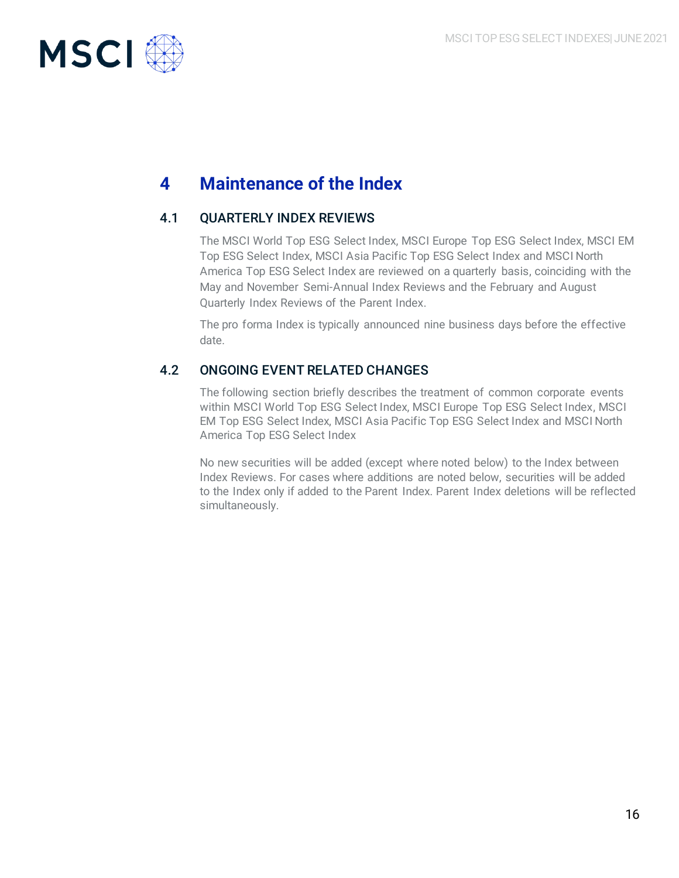# 4 Maintenance of the Index

## 4.1 QUARTERLY INDEX REVIEWS

The MSCI World Top ESG Select Index, MSCI Europe Top ESG Select Index, MSCI EM Top ESG Select Index, MSCI Asia Pacific Top ESG Select Index and MSCI North America Top ESG Select Index are reviewed on a quarterly basis, coinciding with the May and November Semi-Annual Index Reviews and the February and August Quarterly Index Reviews of the Parent Index.

The pro forma Index is typically announced nine business days before the effective date.

## 4.2 ONGOING EVENT RELATED CHANGES

The following section briefly describes the treatment of common corporate events within MSCI World Top ESG Select Index, MSCI Europe Top ESG Select Index, MSCI EM Top ESG Select Index, MSCI Asia Pacific Top ESG Select Index and MSCI North America Top ESG Select Index

No new securities will be added (except where noted below) to the Index between Index Reviews. For cases where additions are noted below, securities will be added to the Index only if added to the Parent Index. Parent Index deletions will be reflected simultaneously.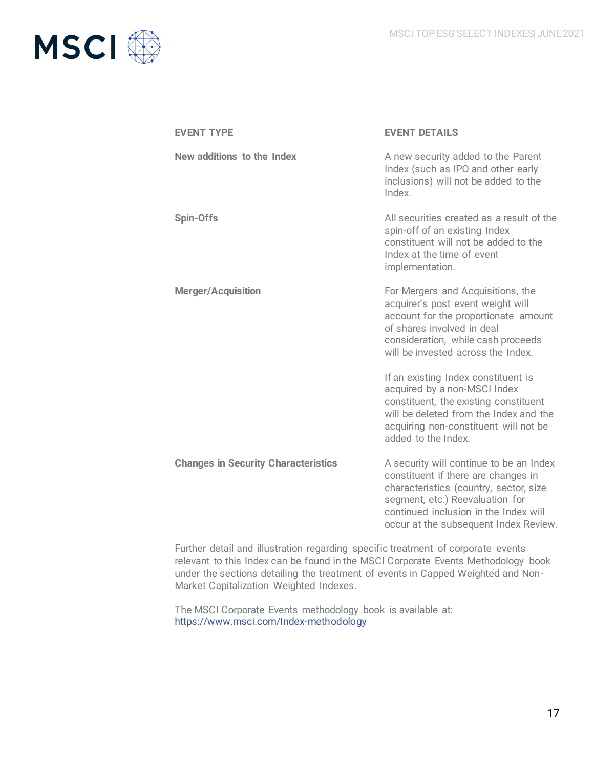| EVENT TYPE | EVENT DETAILS |
|---|---|
| **New additions to the Index** | A new security added to the Parent Index (such as IPO and other early inclusions) will not be added to the Index. |
| **Spin-Offs** | All securities created as a result of the spin-off of an existing Index constituent will not be added to the Index at the time of event implementation. |
| **Merger/Acquisition** | For Mergers and Acquisitions, the acquirer's post event weight will account for the proportionate amount of shares involved in deal consideration, while cash proceeds will be invested across the Index.<br><br>If an existing Index constituent is acquired by a non-MSCI Index constituent, the existing constituent will be deleted from the Index and the acquiring non-constituent will not be added to the Index. |
| **Changes in Security Characteristics** | A security will continue to be an Index constituent if there are changes in characteristics (country, sector, size segment, etc.) Reevaluation for continued inclusion in the Index will occur at the subsequent Index Review. |

Further detail and illustration regarding specific treatment of corporate events relevant to this Index can be found in the MSCI Corporate Events Methodology book under the sections detailing the treatment of events in Capped Weighted and Non-Market Capitalization Weighted Indexes.

The MSCI Corporate Events methodology book is available at: https://www.msci.com/Index-methodology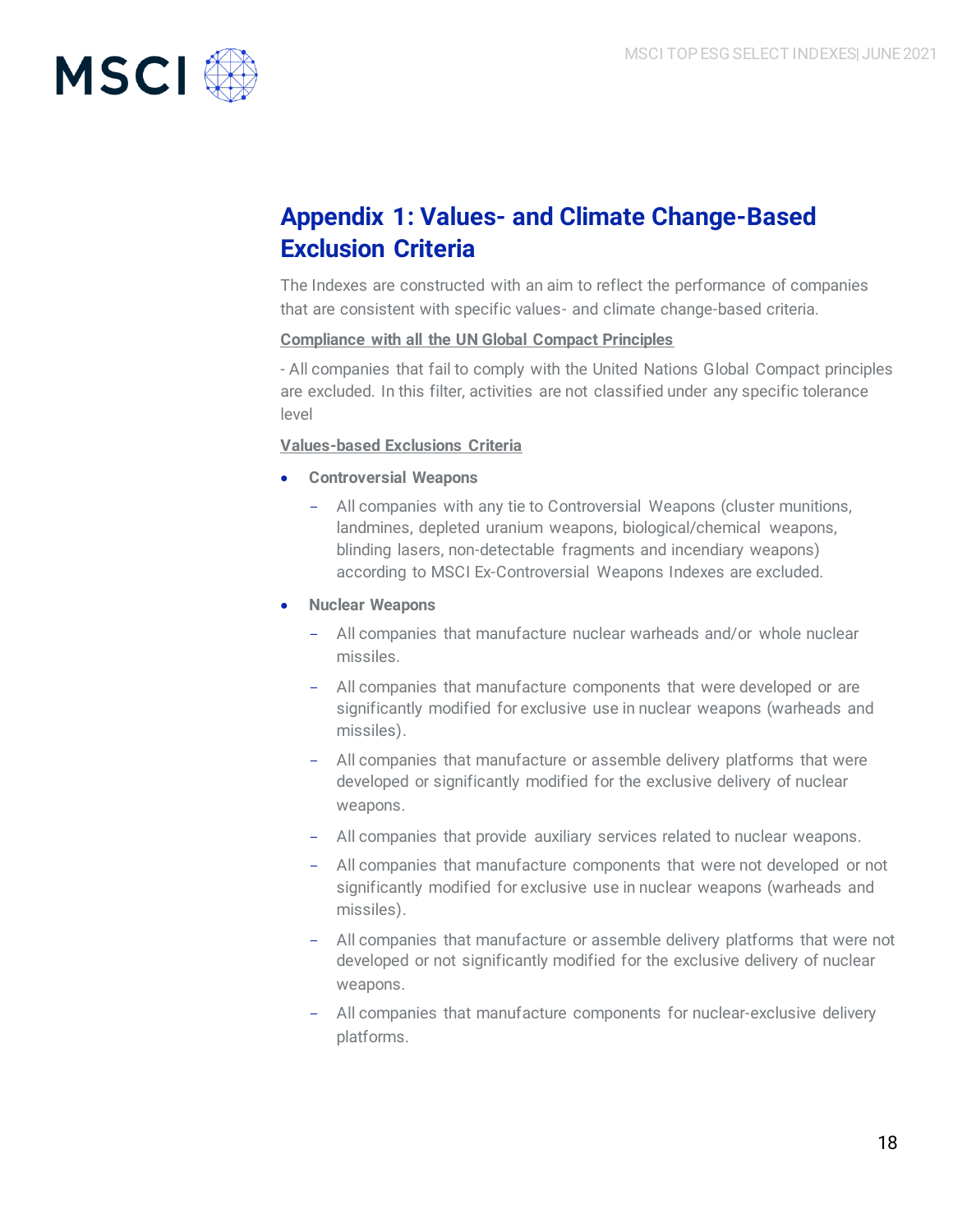## Appendix 1: Values- and Climate Change-Based Exclusion Criteria

The Indexes are constructed with an aim to reflect the performance of companies that are consistent with specific values- and climate change-based criteria.

**Compliance with all the UN Global Compact Principles**

- All companies that fail to comply with the United Nations Global Compact principles are excluded. In this filter, activities are not classified under any specific tolerance level

**Values-based Exclusions Criteria**

- **Controversial Weapons**
  - All companies with any tie to Controversial Weapons (cluster munitions, landmines, depleted uranium weapons, biological/chemical weapons, blinding lasers, non-detectable fragments and incendiary weapons) according to MSCI Ex-Controversial Weapons Indexes are excluded.
- **Nuclear Weapons**
  - All companies that manufacture nuclear warheads and/or whole nuclear missiles.
  - All companies that manufacture components that were developed or are significantly modified for exclusive use in nuclear weapons (warheads and missiles).
  - All companies that manufacture or assemble delivery platforms that were developed or significantly modified for the exclusive delivery of nuclear weapons.
  - All companies that provide auxiliary services related to nuclear weapons.
  - All companies that manufacture components that were not developed or not significantly modified for exclusive use in nuclear weapons (warheads and missiles).
  - All companies that manufacture or assemble delivery platforms that were not developed or not significantly modified for the exclusive delivery of nuclear weapons.
  - All companies that manufacture components for nuclear-exclusive delivery platforms.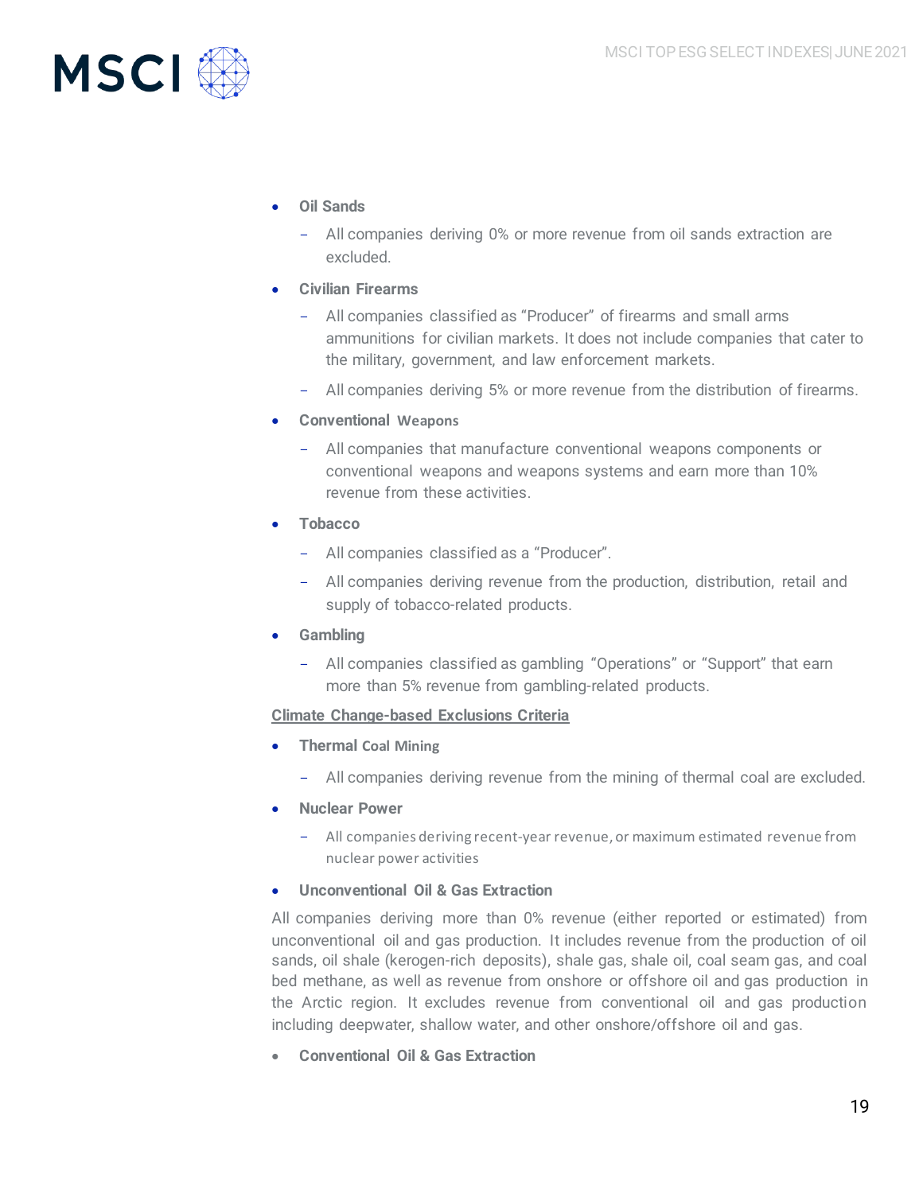- **Oil Sands**
  - All companies deriving 0% or more revenue from oil sands extraction are excluded.
- **Civilian Firearms**
  - All companies classified as "Producer" of firearms and small arms ammunitions for civilian markets. It does not include companies that cater to the military, government, and law enforcement markets.
  - All companies deriving 5% or more revenue from the distribution of firearms.
- **Conventional Weapons**
  - All companies that manufacture conventional weapons components or conventional weapons and weapons systems and earn more than 10% revenue from these activities.
- **Tobacco**
  - All companies classified as a "Producer".
  - All companies deriving revenue from the production, distribution, retail and supply of tobacco-related products.
- **Gambling**
  - All companies classified as gambling "Operations" or "Support" that earn more than 5% revenue from gambling-related products.

<u>**Climate Change-based Exclusions Criteria**</u>

- **Thermal Coal Mining**
  - All companies deriving revenue from the mining of thermal coal are excluded.
- **Nuclear Power**
  - All companies deriving recent-year revenue, or maximum estimated revenue from nuclear power activities
- **Unconventional Oil & Gas Extraction**

All companies deriving more than 0% revenue (either reported or estimated) from unconventional oil and gas production. It includes revenue from the production of oil sands, oil shale (kerogen-rich deposits), shale gas, shale oil, coal seam gas, and coal bed methane, as well as revenue from onshore or offshore oil and gas production in the Arctic region. It excludes revenue from conventional oil and gas production including deepwater, shallow water, and other onshore/offshore oil and gas.

- **Conventional Oil & Gas Extraction**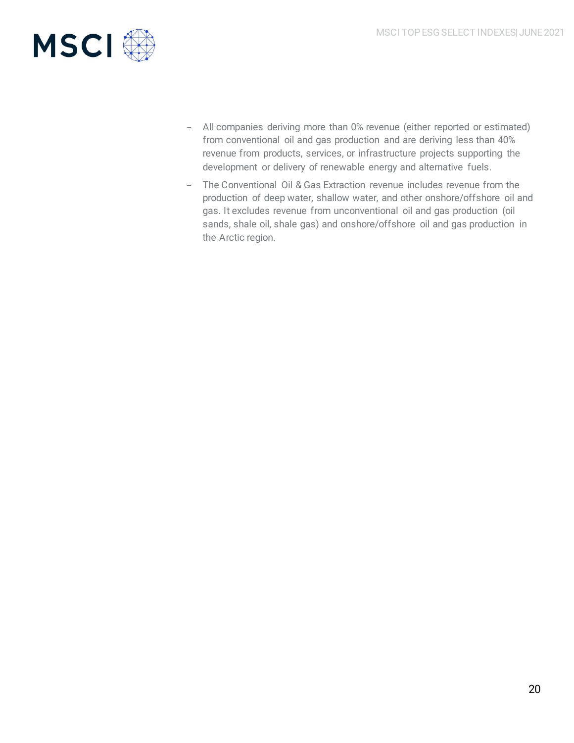- All companies deriving more than 0% revenue (either reported or estimated) from conventional oil and gas production and are deriving less than 40% revenue from products, services, or infrastructure projects supporting the development or delivery of renewable energy and alternative fuels.
- The Conventional Oil & Gas Extraction revenue includes revenue from the production of deep water, shallow water, and other onshore/offshore oil and gas. It excludes revenue from unconventional oil and gas production (oil sands, shale oil, shale gas) and onshore/offshore oil and gas production in the Arctic region.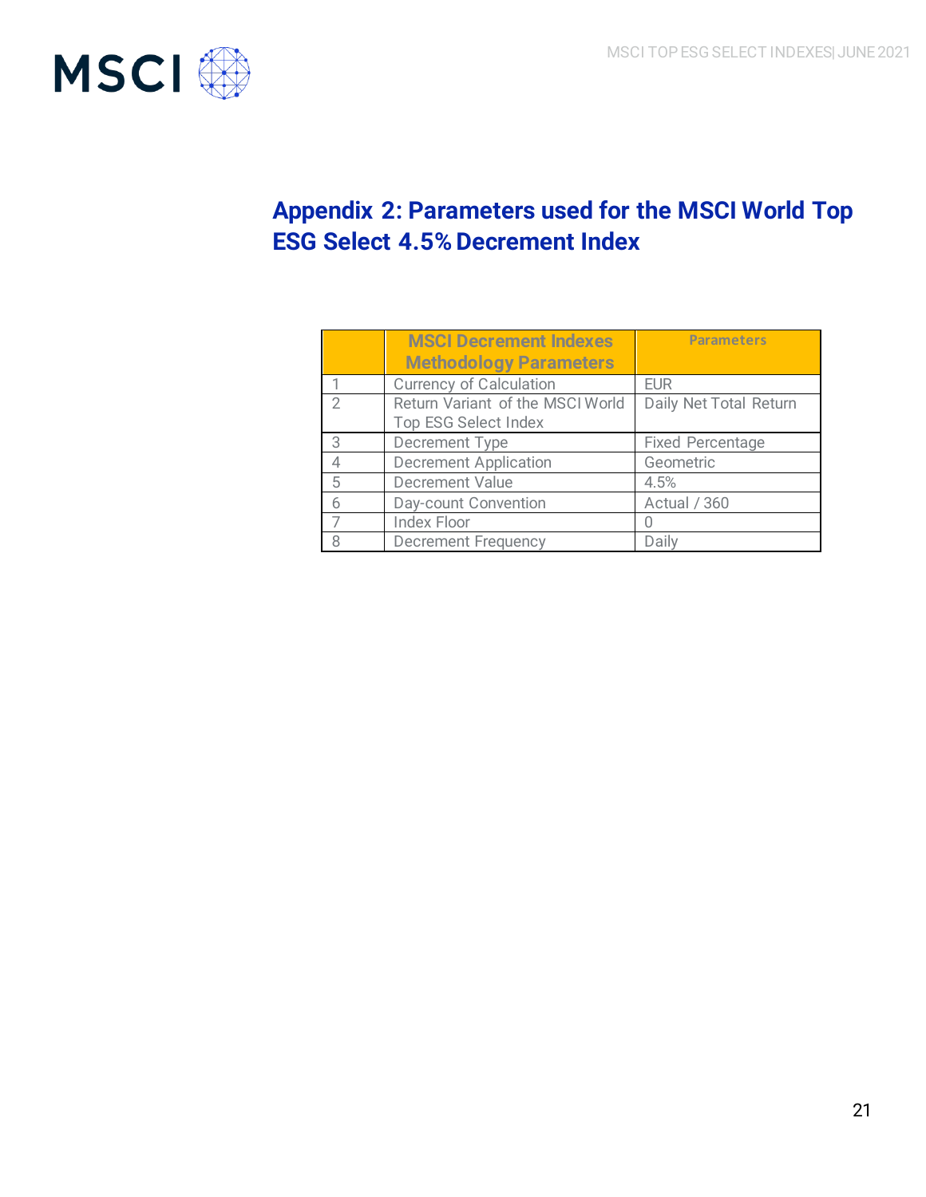## Appendix 2: Parameters used for the MSCI World Top ESG Select 4.5% Decrement Index

| | MSCI Decrement Indexes Methodology Parameters | Parameters |
|---|---|---|
| 1 | Currency of Calculation | EUR |
| 2 | Return Variant of the MSCI World Top ESG Select Index | Daily Net Total Return |
| 3 | Decrement Type | Fixed Percentage |
| 4 | Decrement Application | Geometric |
| 5 | Decrement Value | 4.5% |
| 6 | Day-count Convention | Actual / 360 |
| 7 | Index Floor | 0 |
| 8 | Decrement Frequency | Daily |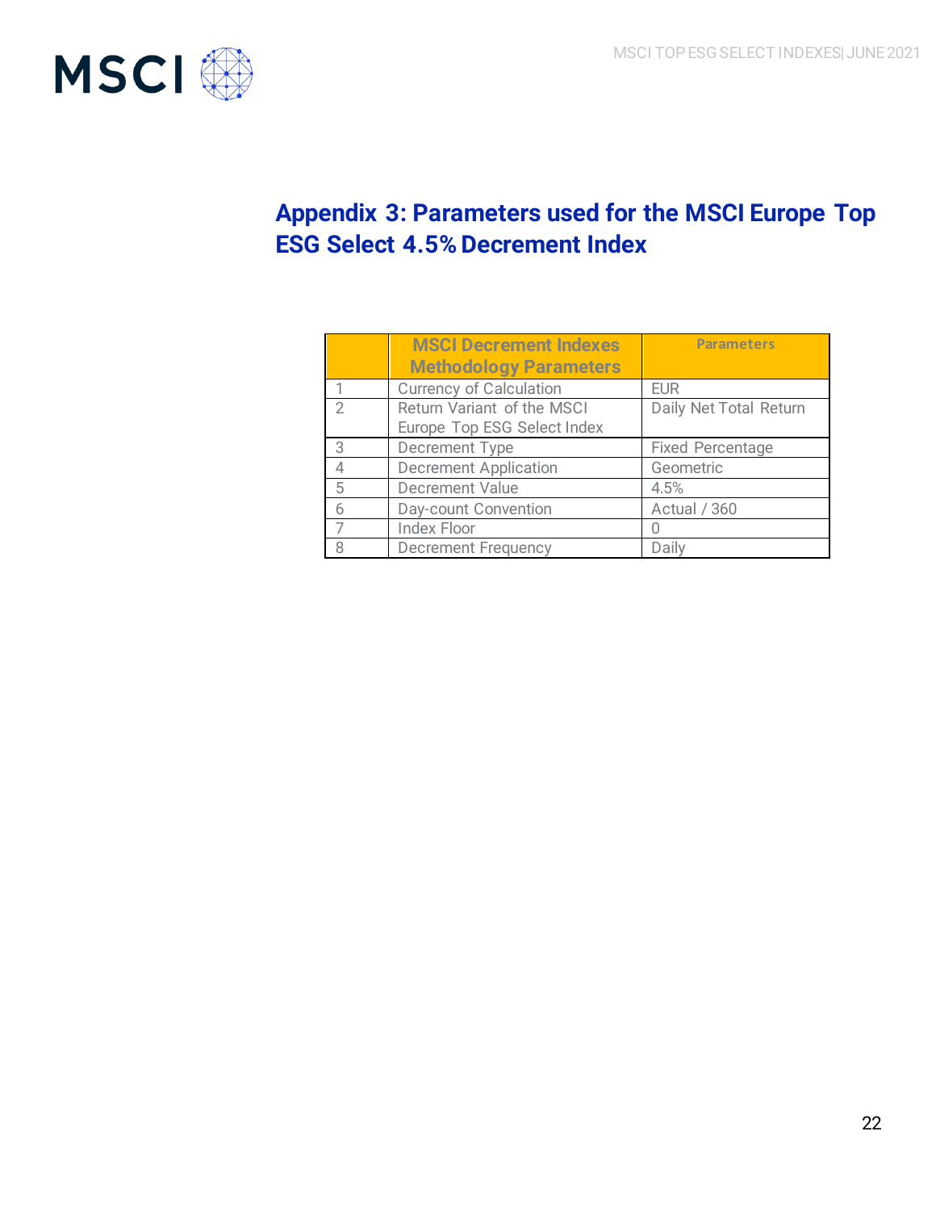## Appendix 3: Parameters used for the MSCI Europe Top ESG Select 4.5% Decrement Index

| | MSCI Decrement Indexes Methodology Parameters | Parameters |
|---|---|---|
| 1 | Currency of Calculation | EUR |
| 2 | Return Variant of the MSCI Europe Top ESG Select Index | Daily Net Total Return |
| 3 | Decrement Type | Fixed Percentage |
| 4 | Decrement Application | Geometric |
| 5 | Decrement Value | 4.5% |
| 6 | Day-count Convention | Actual / 360 |
| 7 | Index Floor | 0 |
| 8 | Decrement Frequency | Daily |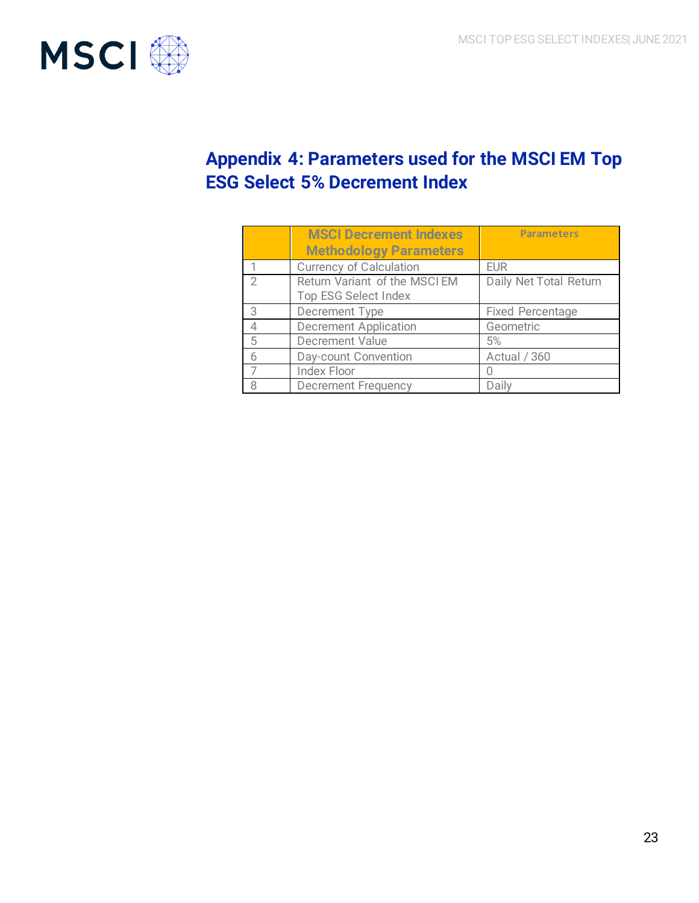## Appendix 4: Parameters used for the MSCI EM Top ESG Select 5% Decrement Index

| | MSCI Decrement Indexes Methodology Parameters | Parameters |
|---|---|---|
| 1 | Currency of Calculation | EUR |
| 2 | Return Variant of the MSCI EM Top ESG Select Index | Daily Net Total Return |
| 3 | Decrement Type | Fixed Percentage |
| 4 | Decrement Application | Geometric |
| 5 | Decrement Value | 5% |
| 6 | Day-count Convention | Actual / 360 |
| 7 | Index Floor | 0 |
| 8 | Decrement Frequency | Daily |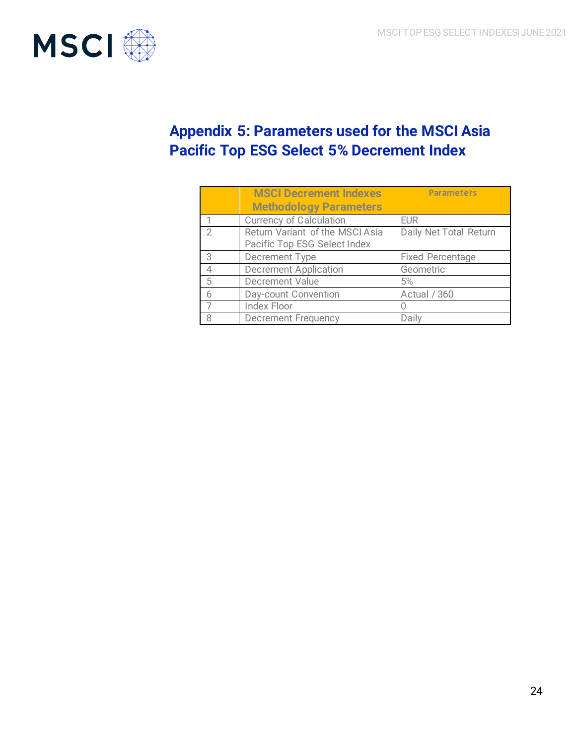## Appendix 5: Parameters used for the MSCI Asia Pacific Top ESG Select 5% Decrement Index

| | MSCI Decrement Indexes Methodology Parameters | Parameters |
|---|---|---|
| 1 | Currency of Calculation | EUR |
| 2 | Return Variant of the MSCI Asia Pacific Top ESG Select Index | Daily Net Total Return |
| 3 | Decrement Type | Fixed Percentage |
| 4 | Decrement Application | Geometric |
| 5 | Decrement Value | 5% |
| 6 | Day-count Convention | Actual / 360 |
| 7 | Index Floor | 0 |
| 8 | Decrement Frequency | Daily |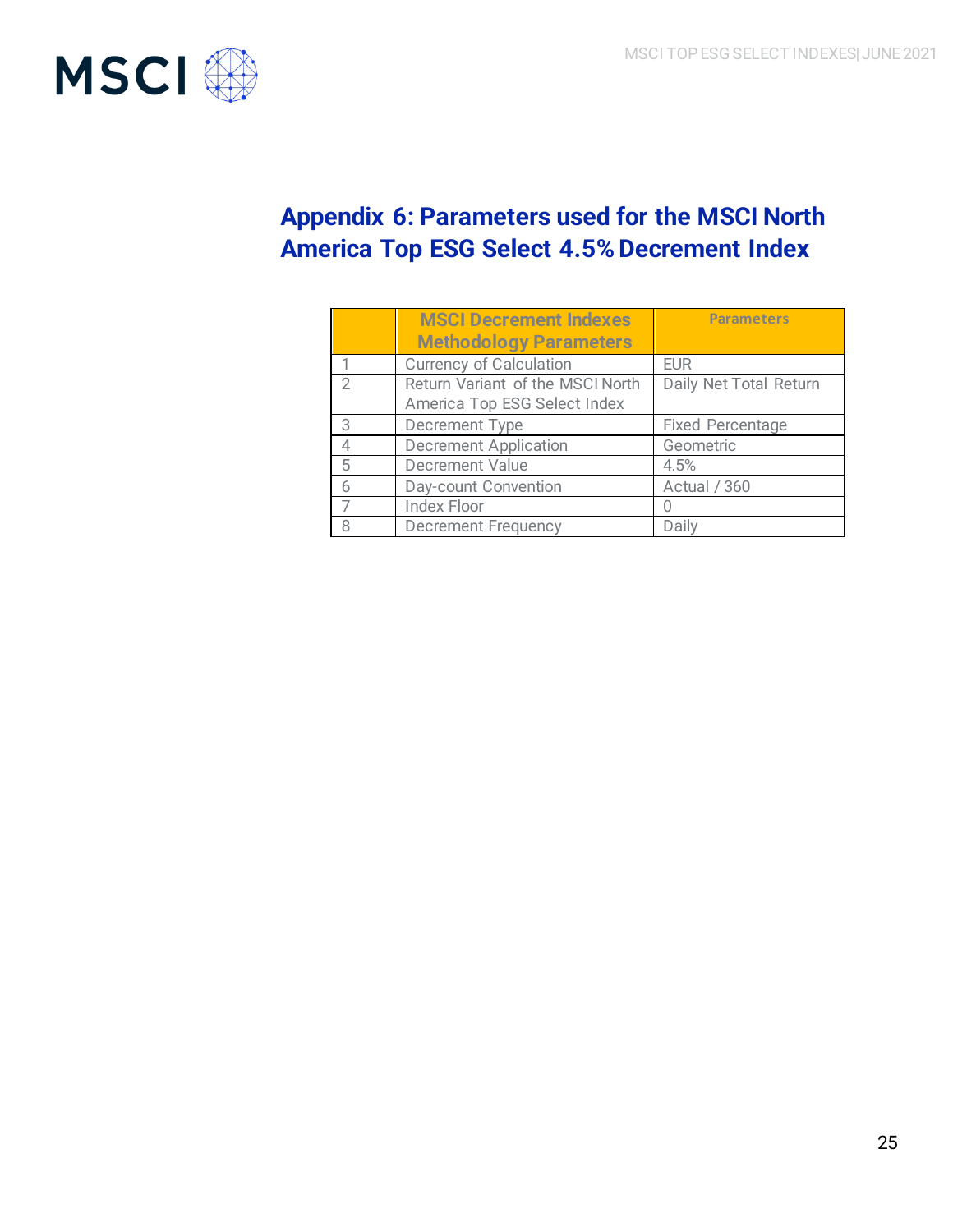## Appendix 6: Parameters used for the MSCI North America Top ESG Select 4.5% Decrement Index

| | MSCI Decrement Indexes Methodology Parameters | Parameters |
|---|---|---|
| 1 | Currency of Calculation | EUR |
| 2 | Return Variant of the MSCI North America Top ESG Select Index | Daily Net Total Return |
| 3 | Decrement Type | Fixed Percentage |
| 4 | Decrement Application | Geometric |
| 5 | Decrement Value | 4.5% |
| 6 | Day-count Convention | Actual / 360 |
| 7 | Index Floor | 0 |
| 8 | Decrement Frequency | Daily |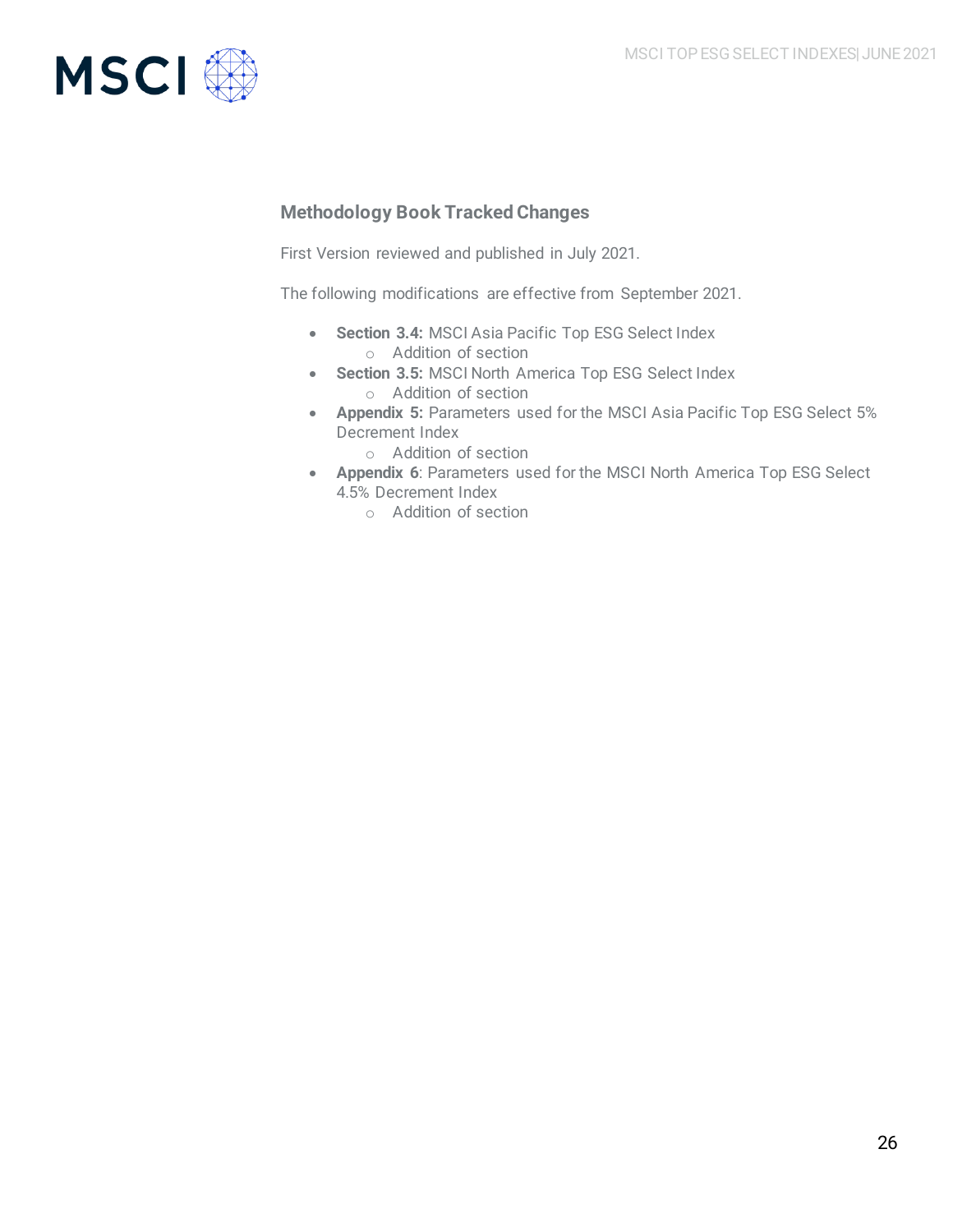## Methodology Book Tracked Changes

First Version reviewed and published in July 2021.

The following modifications are effective from September 2021.

- **Section 3.4:** MSCI Asia Pacific Top ESG Select Index
  - Addition of section
- **Section 3.5:** MSCI North America Top ESG Select Index
  - Addition of section
- **Appendix 5:** Parameters used for the MSCI Asia Pacific Top ESG Select 5% Decrement Index
  - Addition of section
- **Appendix 6**: Parameters used for the MSCI North America Top ESG Select 4.5% Decrement Index
  - Addition of section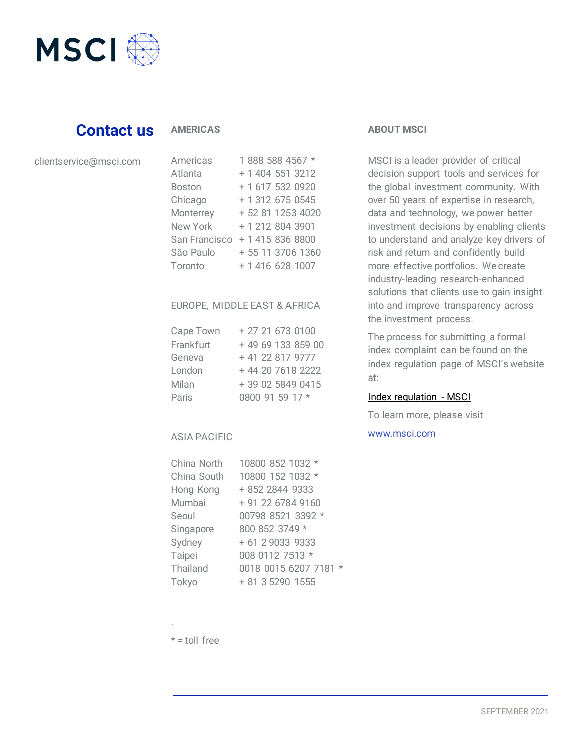MSCI

## Contact us

clientservice@msci.com

### AMERICAS

| | |
|---|---|
| Americas | 1 888 588 4567 * |
| Atlanta | + 1 404 551 3212 |
| Boston | + 1 617 532 0920 |
| Chicago | + 1 312 675 0545 |
| Monterrey | + 52 81 1253 4020 |
| New York | + 1 212 804 3901 |
| San Francisco | + 1 415 836 8800 |
| São Paulo | + 55 11 3706 1360 |
| Toronto | + 1 416 628 1007 |

### EUROPE, MIDDLE EAST & AFRICA

| | |
|---|---|
| Cape Town | + 27 21 673 0100 |
| Frankfurt | + 49 69 133 859 00 |
| Geneva | + 41 22 817 9777 |
| London | + 44 20 7618 2222 |
| Milan | + 39 02 5849 0415 |
| Paris | 0800 91 59 17 * |

### ASIA PACIFIC

| | |
|---|---|
| China North | 10800 852 1032 * |
| China South | 10800 152 1032 * |
| Hong Kong | + 852 2844 9333 |
| Mumbai | + 91 22 6784 9160 |
| Seoul | 00798 8521 3392 * |
| Singapore | 800 852 3749 * |
| Sydney | + 61 2 9033 9333 |
| Taipei | 008 0112 7513 * |
| Thailand | 0018 0015 6207 7181 * |
| Tokyo | + 81 3 5290 1555 |

* = toll free

### ABOUT MSCI

MSCI is a leader provider of critical decision support tools and services for the global investment community. With over 50 years of expertise in research, data and technology, we power better investment decisions by enabling clients to understand and analyze key drivers of risk and return and confidently build more effective portfolios. We create industry-leading research-enhanced solutions that clients use to gain insight into and improve transparency across the investment process.

The process for submitting a formal index complaint can be found on the index regulation page of MSCI's website at:

Index regulation - MSCI

To learn more, please visit

www.msci.com

SEPTEMBER 2021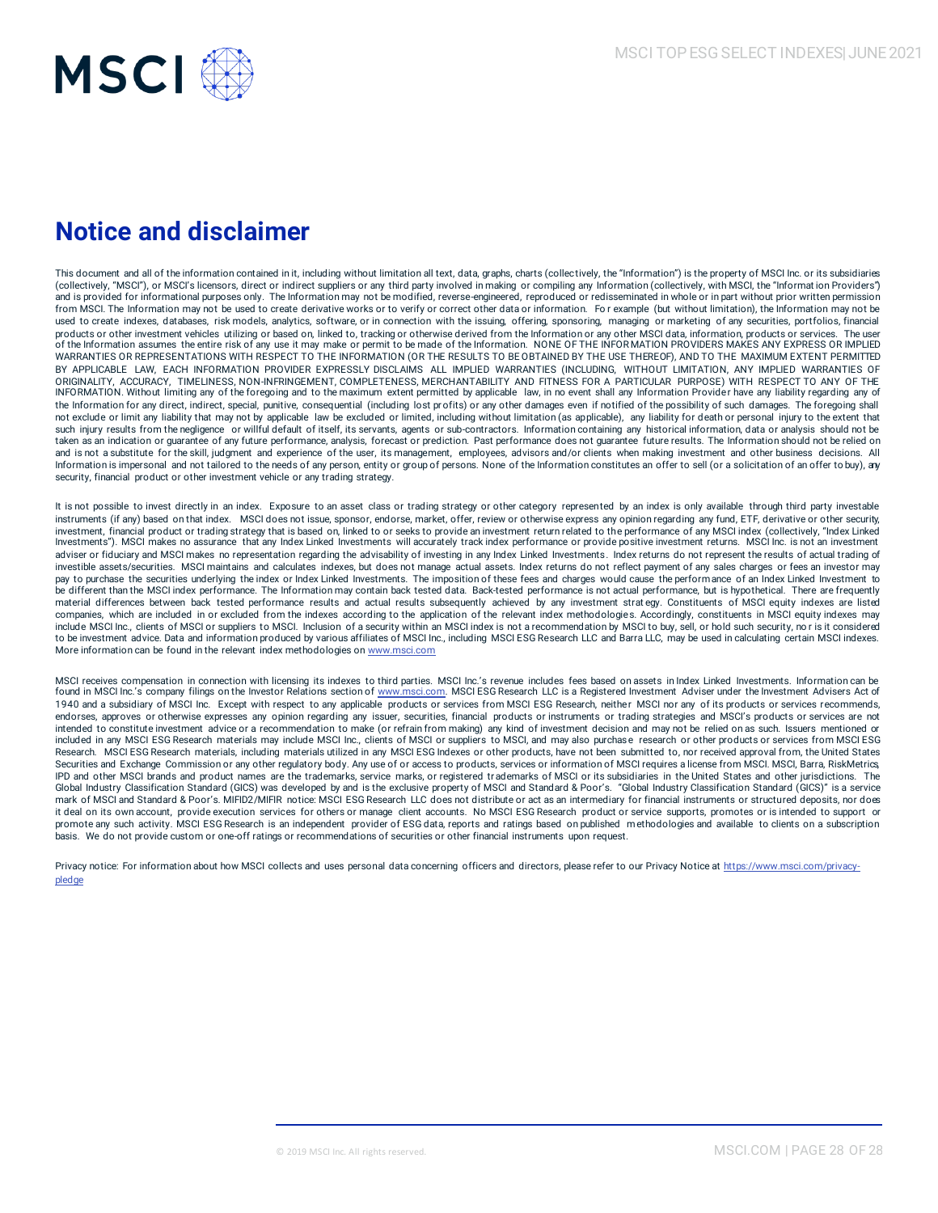# Notice and disclaimer

This document and all of the information contained in it, including without limitation all text, data, graphs, charts (collectively, the "Information") is the property of MSCI Inc. or its subsidiaries (collectively, "MSCI"), or MSCI's licensors, direct or indirect suppliers or any third party involved in making or compiling any Information (collectively, with MSCI, the "Information Providers") and is provided for informational purposes only. The Information may not be modified, reverse-engineered, reproduced or redisseminated in whole or in part without prior written permission from MSCI. The Information may not be used to create derivative works or to verify or correct other data or information. For example (but without limitation), the Information may not be used to create indexes, databases, risk models, analytics, software, or in connection with the issuing, offering, sponsoring, managing or marketing of any securities, portfolios, financial products or other investment vehicles utilizing or based on, linked to, tracking or otherwise derived from the Information or any other MSCI data, information, products or services. The user of the Information assumes the entire risk of any use it may make or permit to be made of the Information. NONE OF THE INFORMATION PROVIDERS MAKES ANY EXPRESS OR IMPLIED WARRANTIES OR REPRESENTATIONS WITH RESPECT TO THE INFORMATION (OR THE RESULTS TO BE OBTAINED BY THE USE THEREOF), AND TO THE MAXIMUM EXTENT PERMITTED BY APPLICABLE LAW, EACH INFORMATION PROVIDER EXPRESSLY DISCLAIMS ALL IMPLIED WARRANTIES (INCLUDING, WITHOUT LIMITATION, ANY IMPLIED WARRANTIES OF ORIGINALITY, ACCURACY, TIMELINESS, NON-INFRINGEMENT, COMPLETENESS, MERCHANTABILITY AND FITNESS FOR A PARTICULAR PURPOSE) WITH RESPECT TO ANY OF THE INFORMATION. Without limiting any of the foregoing and to the maximum extent permitted by applicable law, in no event shall any Information Provider have any liability regarding any of the Information for any direct, indirect, special, punitive, consequential (including lost profits) or any other damages even if notified of the possibility of such damages. The foregoing shall not exclude or limit any liability that may not by applicable law be excluded or limited, including without limitation (as applicable), any liability for death or personal injury to the extent that such injury results from the negligence or willful default of itself, its servants, agents or sub-contractors. Information containing any historical information, data or analysis should not be taken as an indication or guarantee of any future performance, analysis, forecast or prediction. Past performance does not guarantee future results. The Information should not be relied on and is not a substitute for the skill, judgment and experience of the user, its management, employees, advisors and/or clients when making investment and other business decisions. All Information is impersonal and not tailored to the needs of any person, entity or group of persons. None of the Information constitutes an offer to sell (or a solicitation of an offer to buy), any security, financial product or other investment vehicle or any trading strategy.

It is not possible to invest directly in an index. Exposure to an asset class or trading strategy or other category represented by an index is only available through third party investable instruments (if any) based on that index. MSCI does not issue, sponsor, endorse, market, offer, review or otherwise express any opinion regarding any fund, ETF, derivative or other security, investment, financial product or trading strategy that is based on, linked to or seeks to provide an investment return related to the performance of any MSCI index (collectively, "Index Linked Investments"). MSCI makes no assurance that any Index Linked Investments will accurately track index performance or provide positive investment returns. MSCI Inc. is not an investment adviser or fiduciary and MSCI makes no representation regarding the advisability of investing in any Index Linked Investments. Index returns do not represent the results of actual trading of investible assets/securities. MSCI maintains and calculates indexes, but does not manage actual assets. Index returns do not reflect payment of any sales charges or fees an investor may pay to purchase the securities underlying the index or Index Linked Investments. The imposition of these fees and charges would cause the performance of an Index Linked Investment to be different than the MSCI index performance. The Information may contain back tested data. Back-tested performance is not actual performance, but is hypothetical. There are frequently material differences between back tested performance results and actual results subsequently achieved by any investment strategy. Constituents of MSCI equity indexes are listed companies, which are included in or excluded from the indexes according to the application of the relevant index methodologies. Accordingly, constituents in MSCI equity indexes may include MSCI Inc., clients of MSCI or suppliers to MSCI. Inclusion of a security within an MSCI index is not a recommendation by MSCI to buy, sell, or hold such security, nor is it considered to be investment advice. Data and information produced by various affiliates of MSCI Inc., including MSCI ESG Research LLC and Barra LLC, may be used in calculating certain MSCI indexes. More information can be found in the relevant index methodologies on www.msci.com

MSCI receives compensation in connection with licensing its indexes to third parties. MSCI Inc.'s revenue includes fees based on assets in Index Linked Investments. Information can be found in MSCI Inc.'s company filings on the Investor Relations section of www.msci.com. MSCI ESG Research LLC is a Registered Investment Adviser under the Investment Advisers Act of 1940 and a subsidiary of MSCI Inc. Except with respect to any applicable products or services from MSCI ESG Research, neither MSCI nor any of its products or services recommends, endorses, approves or otherwise expresses any opinion regarding any issuer, securities, financial products or instruments or trading strategies and MSCI's products or services are not intended to constitute investment advice or a recommendation to make (or refrain from making) any kind of investment decision and may not be relied on as such. Issuers mentioned or included in any MSCI ESG Research materials may include MSCI Inc., clients of MSCI or suppliers to MSCI, and may also purchase research or other products or services from MSCI ESG Research. MSCI ESG Research materials, including materials utilized in any MSCI ESG Indexes or other products, have not been submitted to, nor received approval from, the United States Securities and Exchange Commission or any other regulatory body. Any use of or access to products, services or information of MSCI requires a license from MSCI. MSCI, Barra, RiskMetrics, IPD and other MSCI brands and product names are the trademarks, service marks, or registered trademarks of MSCI or its subsidiaries in the United States and other jurisdictions. The Global Industry Classification Standard (GICS) was developed by and is the exclusive property of MSCI and Standard & Poor's. "Global Industry Classification Standard (GICS)" is a service mark of MSCI and Standard & Poor's. MIFID2/MIFIR notice: MSCI ESG Research LLC does not distribute or act as an intermediary for financial instruments or structured deposits, nor does it deal on its own account, provide execution services for others or manage client accounts. No MSCI ESG Research product or service supports, promotes or is intended to support or promote any such activity. MSCI ESG Research is an independent provider of ESG data, reports and ratings based on published methodologies and available to clients on a subscription basis. We do not provide custom or one-off ratings or recommendations of securities or other financial instruments upon request.

Privacy notice: For information about how MSCI collects and uses personal data concerning officers and directors, please refer to our Privacy Notice at https://www.msci.com/privacy-pledge

© 2019 MSCI Inc. All rights reserved.